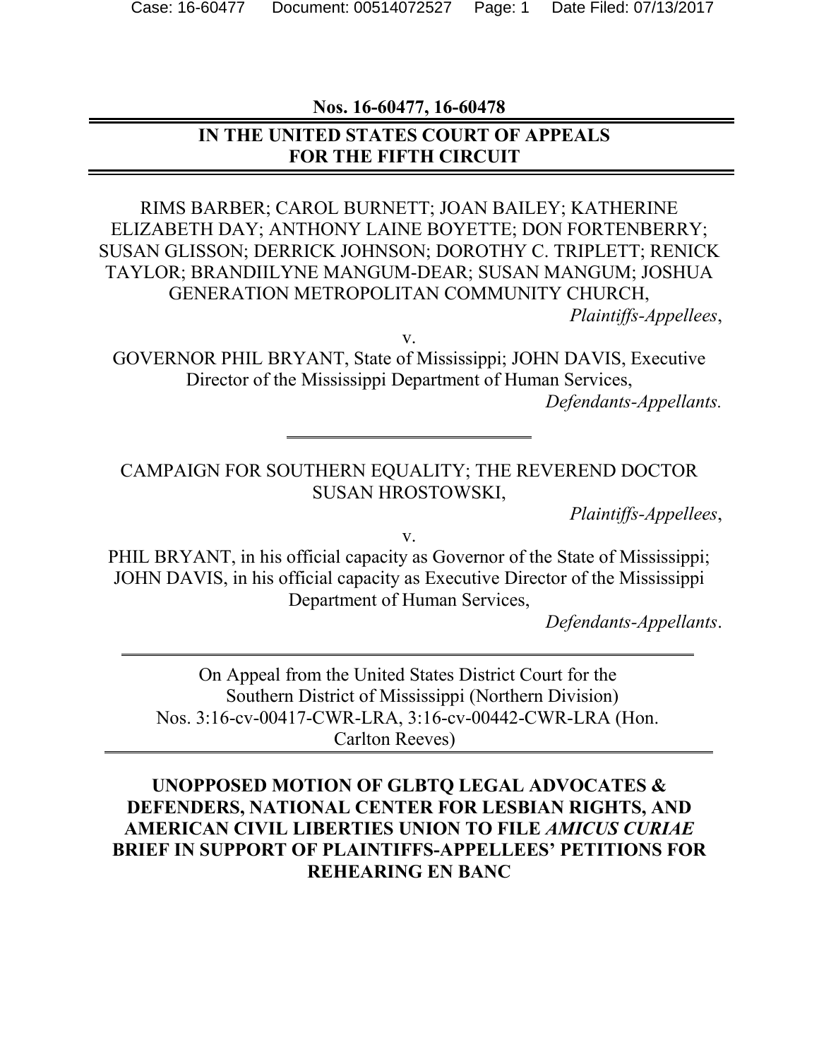**Nos. 16-60477, 16-60478**

---

**IN THE UNITED STATES COURT OF APPEALS**
**FOR THE FIFTH CIRCUIT**

---

RIMS BARBER; CAROL BURNETT; JOAN BAILEY; KATHERINE ELIZABETH DAY; ANTHONY LAINE BOYETTE; DON FORTENBERRY; SUSAN GLISSON; DERRICK JOHNSON; DOROTHY C. TRIPLETT; RENICK TAYLOR; BRANDIILYNE MANGUM-DEAR; SUSAN MANGUM; JOSHUA GENERATION METROPOLITAN COMMUNITY CHURCH,

*Plaintiffs-Appellees*,

v.

GOVERNOR PHIL BRYANT, State of Mississippi; JOHN DAVIS, Executive Director of the Mississippi Department of Human Services,

*Defendants-Appellants.*

---

CAMPAIGN FOR SOUTHERN EQUALITY; THE REVEREND DOCTOR SUSAN HROSTOWSKI,

*Plaintiffs-Appellees*,

v.

PHIL BRYANT, in his official capacity as Governor of the State of Mississippi; JOHN DAVIS, in his official capacity as Executive Director of the Mississippi Department of Human Services,

*Defendants-Appellants*.

---

On Appeal from the United States District Court for the Southern District of Mississippi (Northern Division)
Nos. 3:16-cv-00417-CWR-LRA, 3:16-cv-00442-CWR-LRA (Hon. Carlton Reeves)

---

**UNOPPOSED MOTION OF GLBTQ LEGAL ADVOCATES & DEFENDERS, NATIONAL CENTER FOR LESBIAN RIGHTS, AND AMERICAN CIVIL LIBERTIES UNION TO FILE *AMICUS CURIAE* BRIEF IN SUPPORT OF PLAINTIFFS-APPELLEES' PETITIONS FOR REHEARING EN BANC**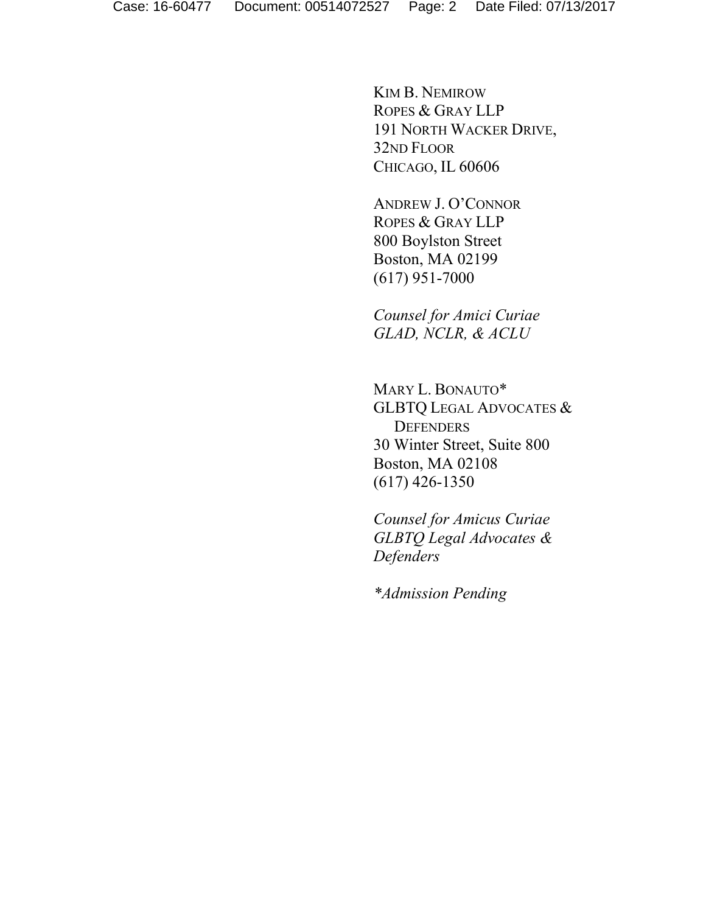KIM B. NEMIROW
ROPES & GRAY LLP
191 NORTH WACKER DRIVE,
32ND FLOOR
CHICAGO, IL 60606

ANDREW J. O'CONNOR
ROPES & GRAY LLP
800 Boylston Street
Boston, MA 02199
(617) 951-7000

*Counsel for Amici Curiae*
*GLAD, NCLR, & ACLU*

MARY L. BONAUTO*
GLBTQ LEGAL ADVOCATES &
DEFENDERS
30 Winter Street, Suite 800
Boston, MA 02108
(617) 426-1350

*Counsel for Amicus Curiae*
*GLBTQ Legal Advocates &*
*Defenders*

**Admission Pending*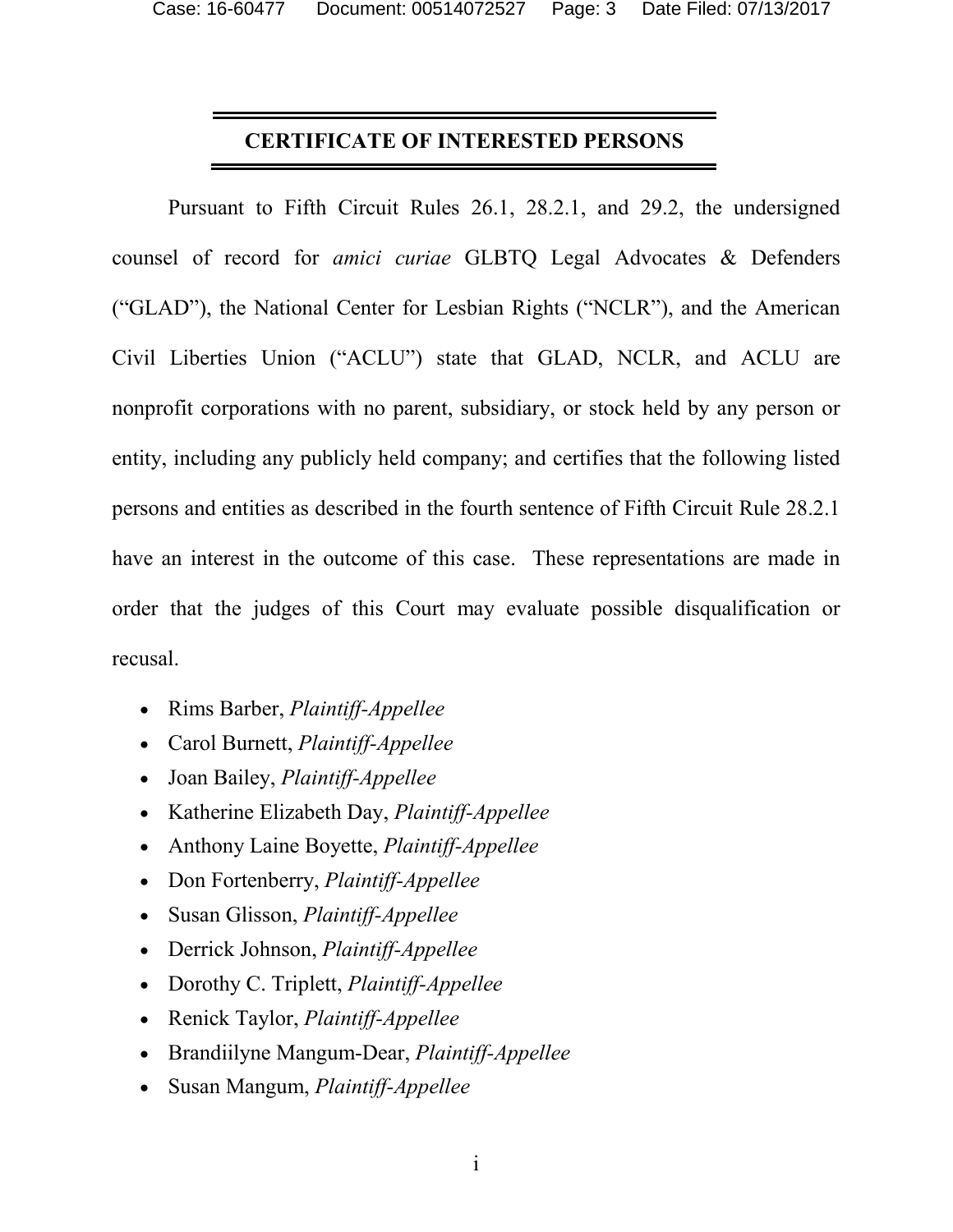## CERTIFICATE OF INTERESTED PERSONS

Pursuant to Fifth Circuit Rules 26.1, 28.2.1, and 29.2, the undersigned counsel of record for *amici curiae* GLBTQ Legal Advocates & Defenders ("GLAD"), the National Center for Lesbian Rights ("NCLR"), and the American Civil Liberties Union ("ACLU") state that GLAD, NCLR, and ACLU are nonprofit corporations with no parent, subsidiary, or stock held by any person or entity, including any publicly held company; and certifies that the following listed persons and entities as described in the fourth sentence of Fifth Circuit Rule 28.2.1 have an interest in the outcome of this case. These representations are made in order that the judges of this Court may evaluate possible disqualification or recusal.

- Rims Barber, *Plaintiff-Appellee*
- Carol Burnett, *Plaintiff-Appellee*
- Joan Bailey, *Plaintiff-Appellee*
- Katherine Elizabeth Day, *Plaintiff-Appellee*
- Anthony Laine Boyette, *Plaintiff-Appellee*
- Don Fortenberry, *Plaintiff-Appellee*
- Susan Glisson, *Plaintiff-Appellee*
- Derrick Johnson, *Plaintiff-Appellee*
- Dorothy C. Triplett, *Plaintiff-Appellee*
- Renick Taylor, *Plaintiff-Appellee*
- Brandiilyne Mangum-Dear, *Plaintiff-Appellee*
- Susan Mangum, *Plaintiff-Appellee*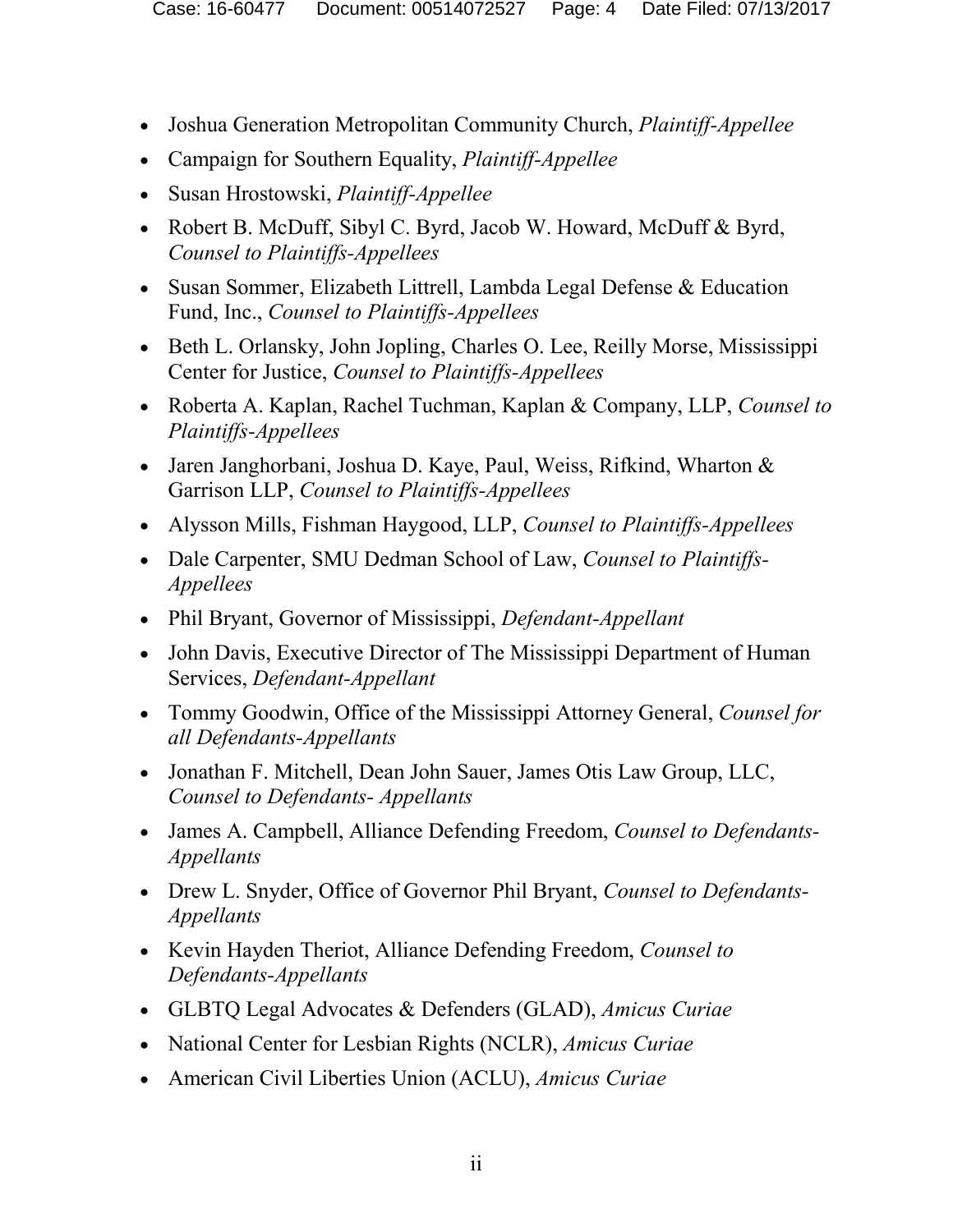- Joshua Generation Metropolitan Community Church, *Plaintiff-Appellee*
- Campaign for Southern Equality, *Plaintiff-Appellee*
- Susan Hrostowski, *Plaintiff-Appellee*
- Robert B. McDuff, Sibyl C. Byrd, Jacob W. Howard, McDuff & Byrd, *Counsel to Plaintiffs-Appellees*
- Susan Sommer, Elizabeth Littrell, Lambda Legal Defense & Education Fund, Inc., *Counsel to Plaintiffs-Appellees*
- Beth L. Orlansky, John Jopling, Charles O. Lee, Reilly Morse, Mississippi Center for Justice, *Counsel to Plaintiffs-Appellees*
- Roberta A. Kaplan, Rachel Tuchman, Kaplan & Company, LLP, *Counsel to Plaintiffs-Appellees*
- Jaren Janghorbani, Joshua D. Kaye, Paul, Weiss, Rifkind, Wharton & Garrison LLP, *Counsel to Plaintiffs-Appellees*
- Alysson Mills, Fishman Haygood, LLP, *Counsel to Plaintiffs-Appellees*
- Dale Carpenter, SMU Dedman School of Law, *Counsel to Plaintiffs-Appellees*
- Phil Bryant, Governor of Mississippi, *Defendant-Appellant*
- John Davis, Executive Director of The Mississippi Department of Human Services, *Defendant-Appellant*
- Tommy Goodwin, Office of the Mississippi Attorney General, *Counsel for all Defendants-Appellants*
- Jonathan F. Mitchell, Dean John Sauer, James Otis Law Group, LLC, *Counsel to Defendants- Appellants*
- James A. Campbell, Alliance Defending Freedom, *Counsel to Defendants-Appellants*
- Drew L. Snyder, Office of Governor Phil Bryant, *Counsel to Defendants-Appellants*
- Kevin Hayden Theriot, Alliance Defending Freedom, *Counsel to Defendants-Appellants*
- GLBTQ Legal Advocates & Defenders (GLAD), *Amicus Curiae*
- National Center for Lesbian Rights (NCLR), *Amicus Curiae*
- American Civil Liberties Union (ACLU), *Amicus Curiae*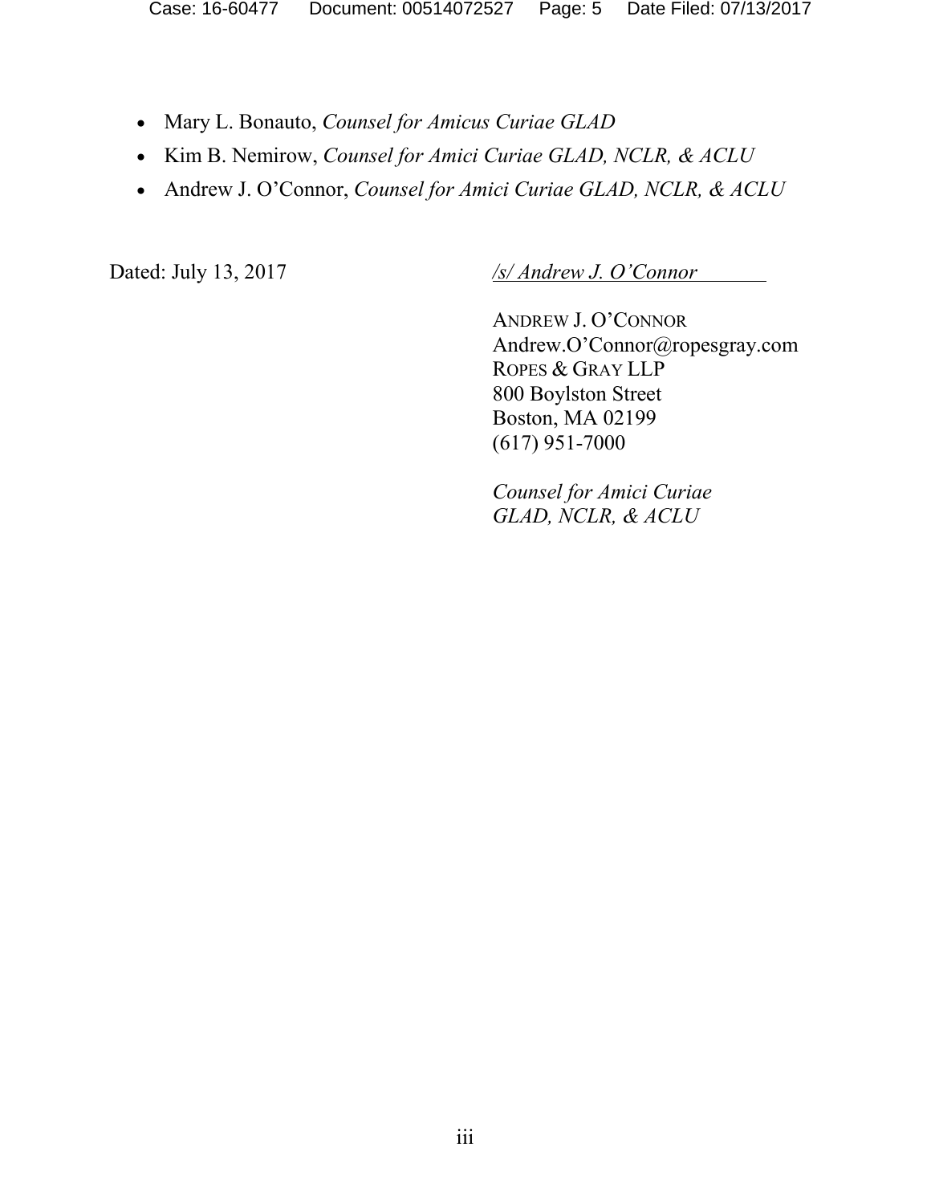- Mary L. Bonauto, *Counsel for Amicus Curiae GLAD*
- Kim B. Nemirow, *Counsel for Amici Curiae GLAD, NCLR, & ACLU*
- Andrew J. O'Connor, *Counsel for Amici Curiae GLAD, NCLR, & ACLU*

Dated: July 13, 2017

*/s/ Andrew J. O'Connor*

ANDREW J. O'CONNOR
Andrew.O'Connor@ropesgray.com
ROPES & GRAY LLP
800 Boylston Street
Boston, MA 02199
(617) 951-7000

*Counsel for Amici Curiae GLAD, NCLR, & ACLU*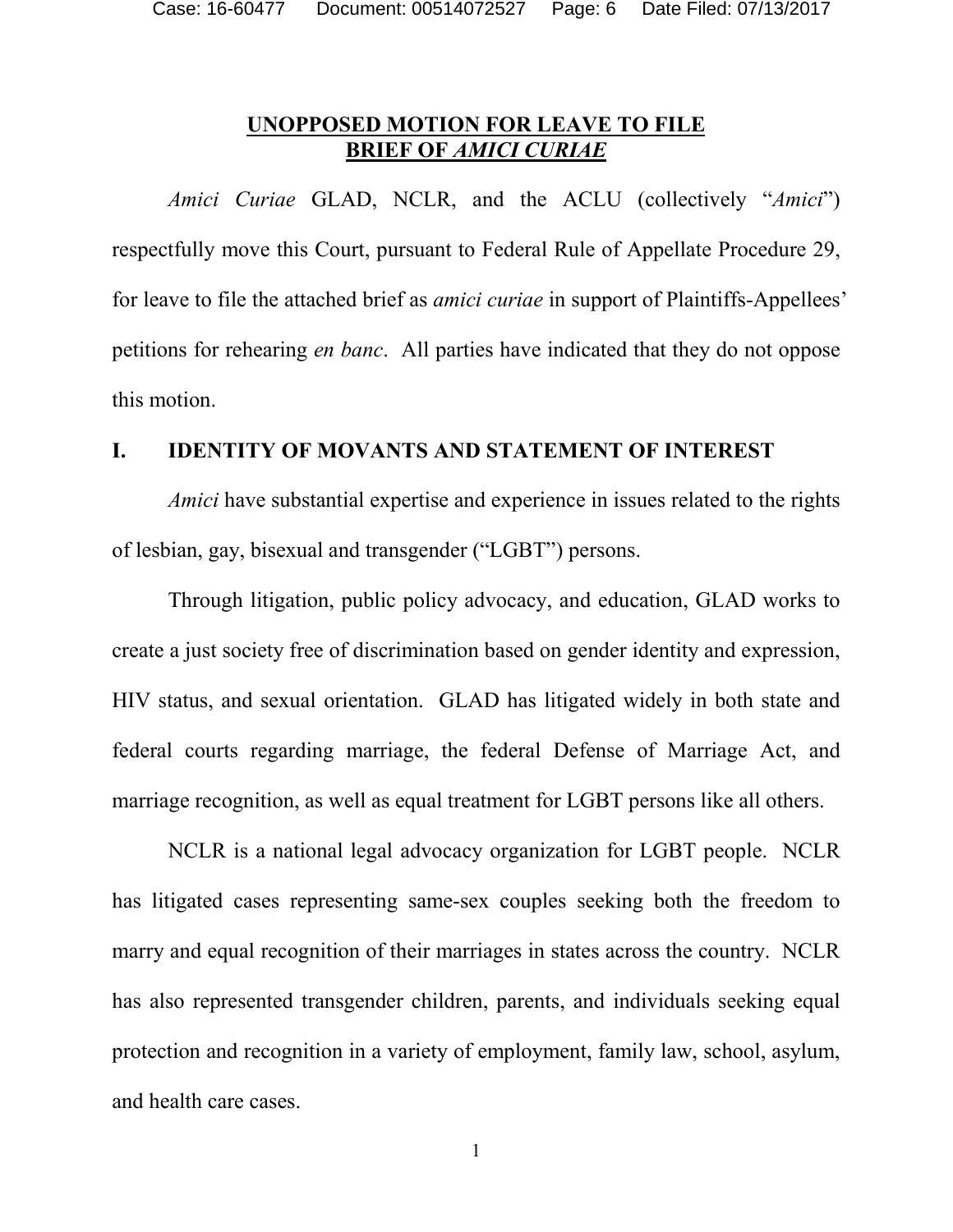## **UNOPPOSED MOTION FOR LEAVE TO FILE BRIEF OF *AMICI CURIAE***

*Amici Curiae* GLAD, NCLR, and the ACLU (collectively "*Amici*") respectfully move this Court, pursuant to Federal Rule of Appellate Procedure 29, for leave to file the attached brief as *amici curiae* in support of Plaintiffs-Appellees' petitions for rehearing *en banc*. All parties have indicated that they do not oppose this motion.

## I. IDENTITY OF MOVANTS AND STATEMENT OF INTEREST

*Amici* have substantial expertise and experience in issues related to the rights of lesbian, gay, bisexual and transgender ("LGBT") persons.

Through litigation, public policy advocacy, and education, GLAD works to create a just society free of discrimination based on gender identity and expression, HIV status, and sexual orientation. GLAD has litigated widely in both state and federal courts regarding marriage, the federal Defense of Marriage Act, and marriage recognition, as well as equal treatment for LGBT persons like all others.

NCLR is a national legal advocacy organization for LGBT people. NCLR has litigated cases representing same-sex couples seeking both the freedom to marry and equal recognition of their marriages in states across the country. NCLR has also represented transgender children, parents, and individuals seeking equal protection and recognition in a variety of employment, family law, school, asylum, and health care cases.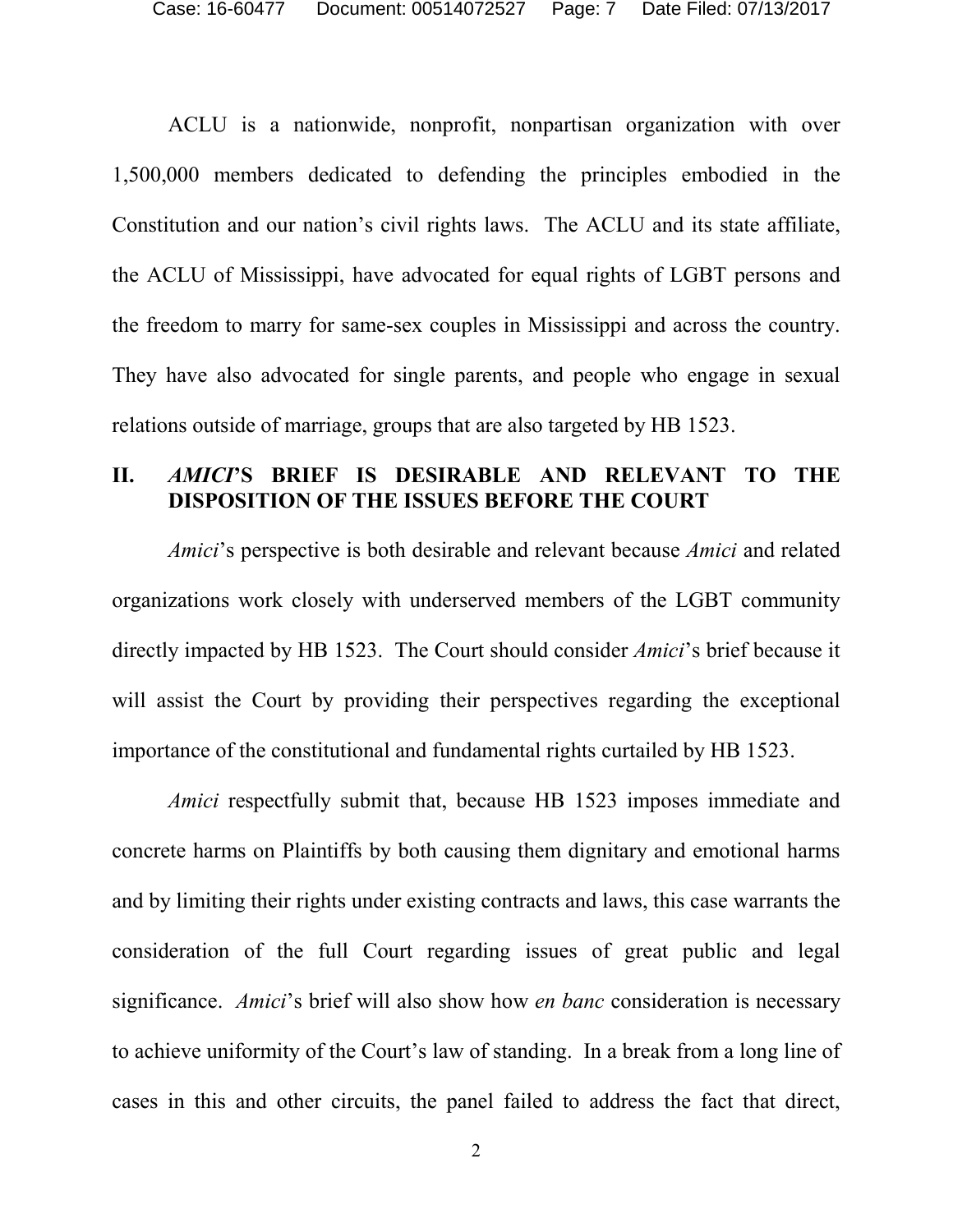ACLU is a nationwide, nonprofit, nonpartisan organization with over 1,500,000 members dedicated to defending the principles embodied in the Constitution and our nation's civil rights laws. The ACLU and its state affiliate, the ACLU of Mississippi, have advocated for equal rights of LGBT persons and the freedom to marry for same-sex couples in Mississippi and across the country. They have also advocated for single parents, and people who engage in sexual relations outside of marriage, groups that are also targeted by HB 1523.

## II. *AMICI*'S BRIEF IS DESIRABLE AND RELEVANT TO THE DISPOSITION OF THE ISSUES BEFORE THE COURT

*Amici*'s perspective is both desirable and relevant because *Amici* and related organizations work closely with underserved members of the LGBT community directly impacted by HB 1523. The Court should consider *Amici*'s brief because it will assist the Court by providing their perspectives regarding the exceptional importance of the constitutional and fundamental rights curtailed by HB 1523.

*Amici* respectfully submit that, because HB 1523 imposes immediate and concrete harms on Plaintiffs by both causing them dignitary and emotional harms and by limiting their rights under existing contracts and laws, this case warrants the consideration of the full Court regarding issues of great public and legal significance. *Amici*'s brief will also show how *en banc* consideration is necessary to achieve uniformity of the Court's law of standing. In a break from a long line of cases in this and other circuits, the panel failed to address the fact that direct,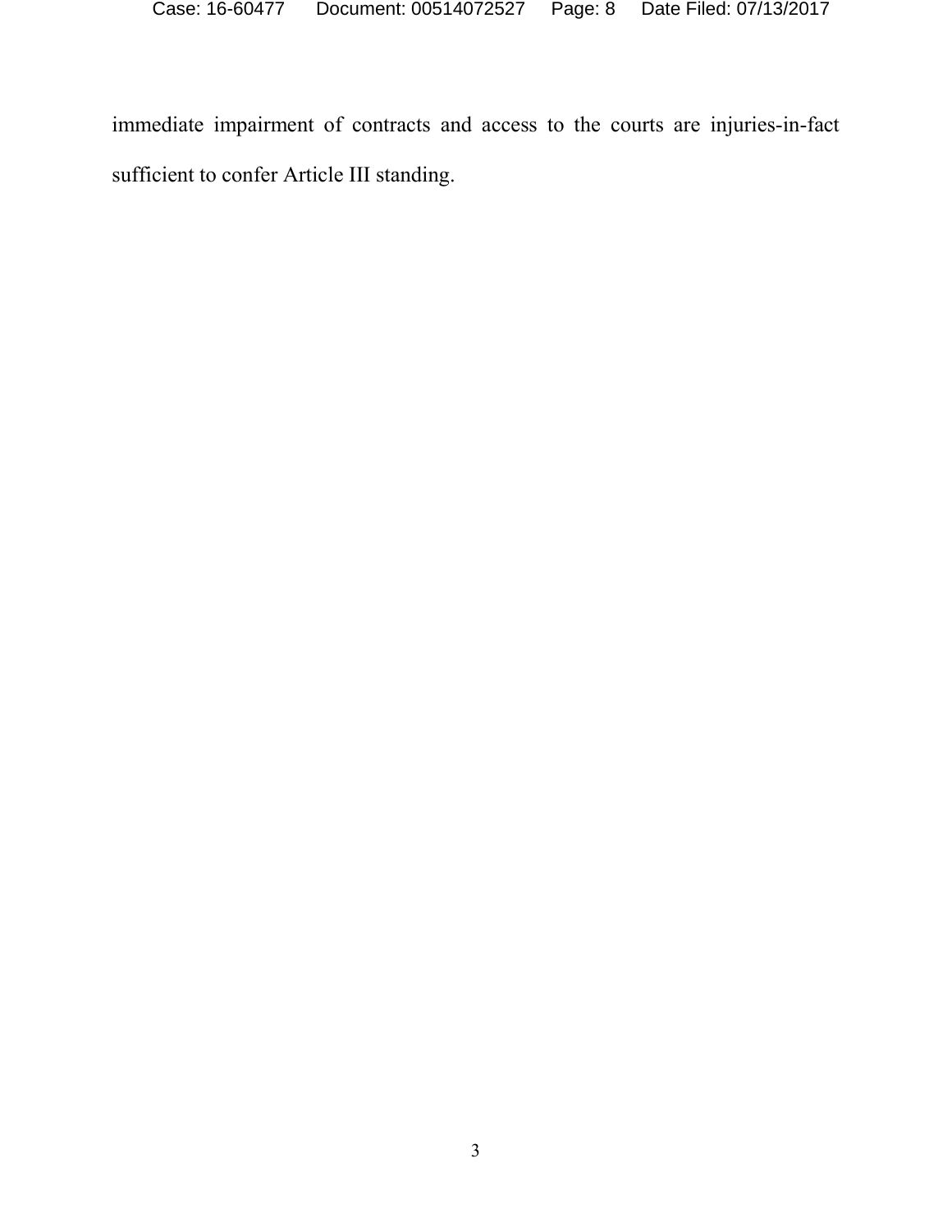immediate impairment of contracts and access to the courts are injuries-in-fact sufficient to confer Article III standing.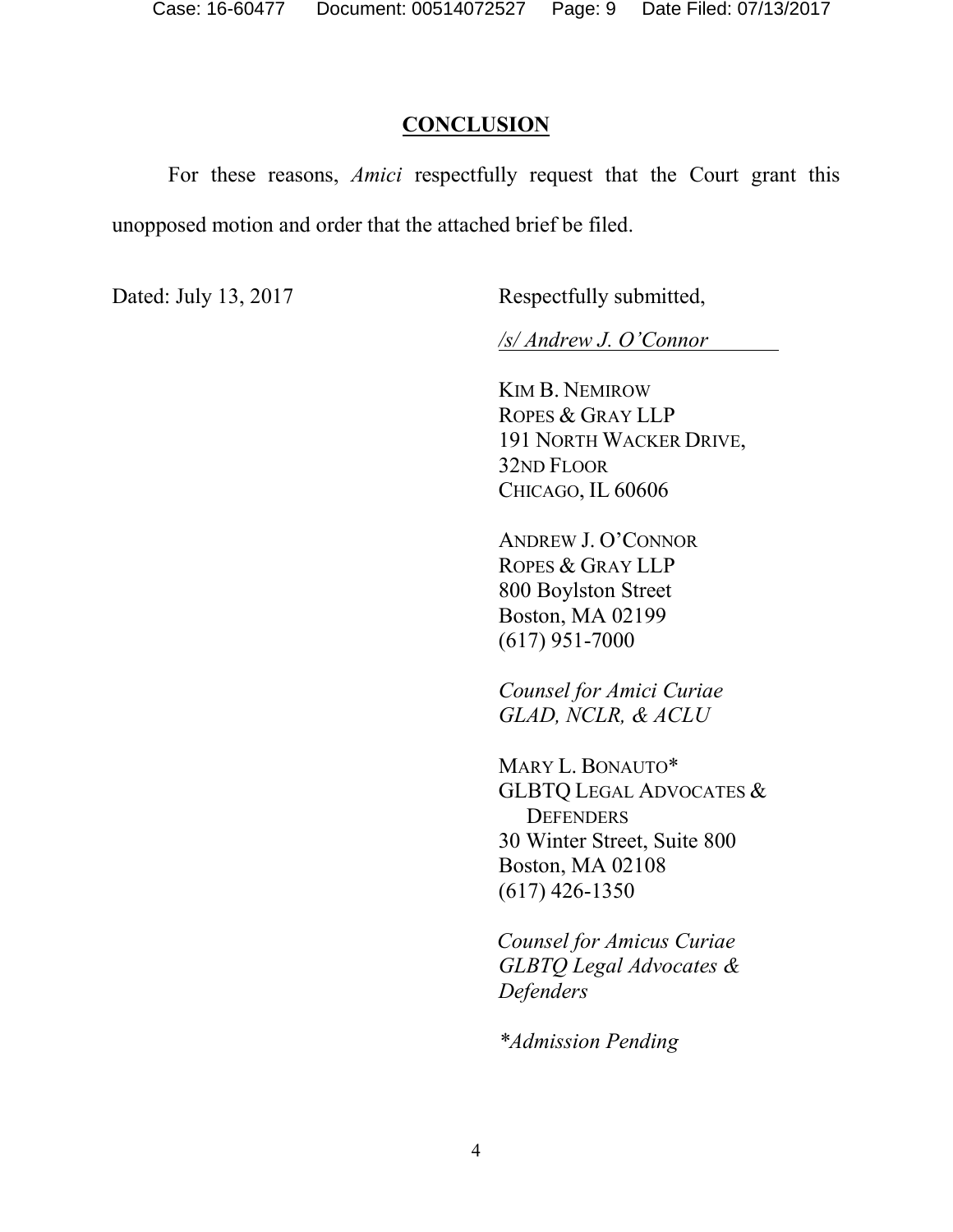## CONCLUSION

For these reasons, *Amici* respectfully request that the Court grant this unopposed motion and order that the attached brief be filed.

Dated: July 13, 2017

Respectfully submitted,

*/s/ Andrew J. O'Connor*

KIM B. NEMIROW
ROPES & GRAY LLP
191 NORTH WACKER DRIVE,
32ND FLOOR
CHICAGO, IL 60606

ANDREW J. O'CONNOR
ROPES & GRAY LLP
800 Boylston Street
Boston, MA 02199
(617) 951-7000

*Counsel for Amici Curiae*
*GLAD, NCLR, & ACLU*

MARY L. BONAUTO*
GLBTQ LEGAL ADVOCATES &
DEFENDERS
30 Winter Street, Suite 800
Boston, MA 02108
(617) 426-1350

*Counsel for Amicus Curiae*
*GLBTQ Legal Advocates &*
*Defenders*

**Admission Pending*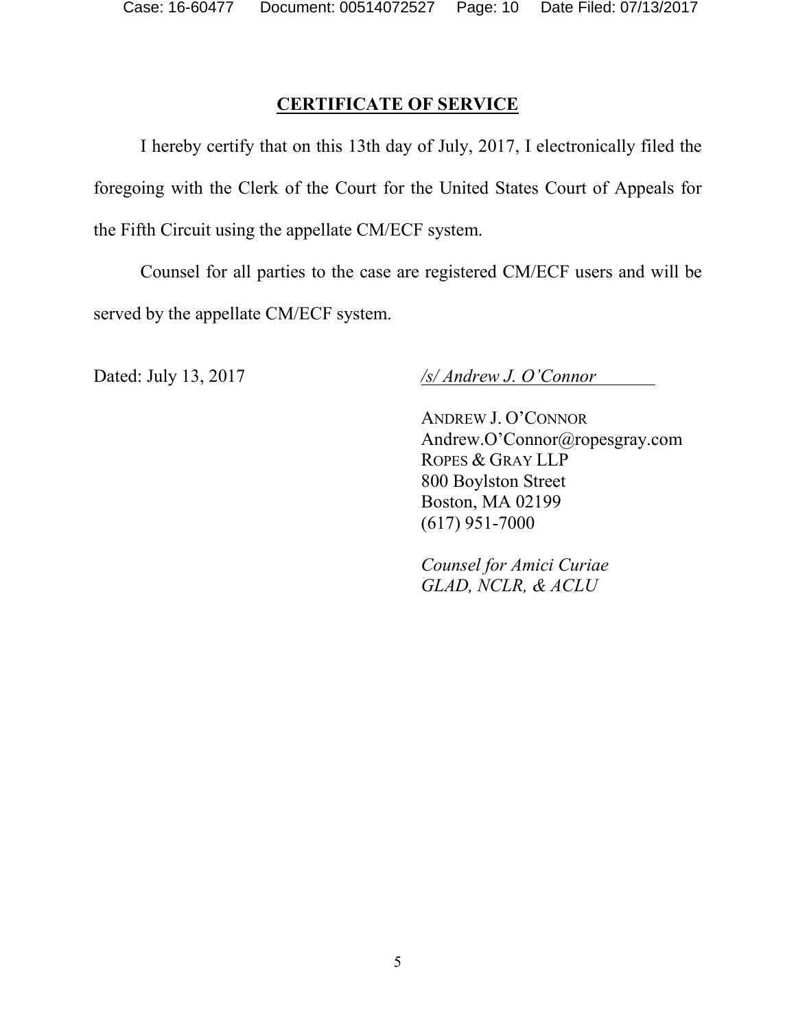# CERTIFICATE OF SERVICE

I hereby certify that on this 13th day of July, 2017, I electronically filed the foregoing with the Clerk of the Court for the United States Court of Appeals for the Fifth Circuit using the appellate CM/ECF system.

Counsel for all parties to the case are registered CM/ECF users and will be served by the appellate CM/ECF system.

Dated: July 13, 2017

*/s/ Andrew J. O'Connor*

ANDREW J. O'CONNOR
Andrew.O'Connor@ropesgray.com
ROPES & GRAY LLP
800 Boylston Street
Boston, MA 02199
(617) 951-7000

*Counsel for Amici Curiae*
*GLAD, NCLR, & ACLU*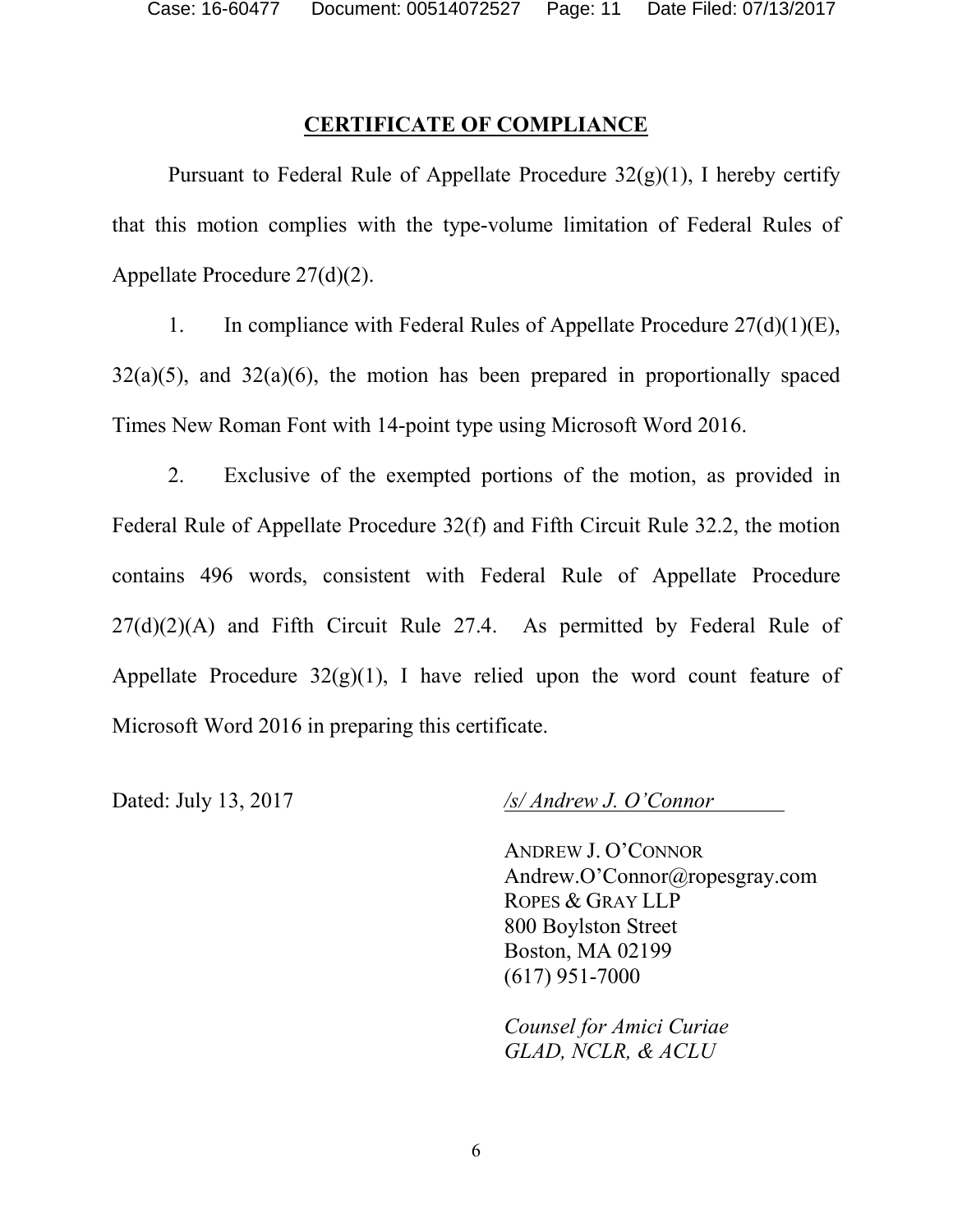## CERTIFICATE OF COMPLIANCE

Pursuant to Federal Rule of Appellate Procedure 32(g)(1), I hereby certify that this motion complies with the type-volume limitation of Federal Rules of Appellate Procedure 27(d)(2).

1. In compliance with Federal Rules of Appellate Procedure 27(d)(1)(E), 32(a)(5), and 32(a)(6), the motion has been prepared in proportionally spaced Times New Roman Font with 14-point type using Microsoft Word 2016.

2. Exclusive of the exempted portions of the motion, as provided in Federal Rule of Appellate Procedure 32(f) and Fifth Circuit Rule 32.2, the motion contains 496 words, consistent with Federal Rule of Appellate Procedure 27(d)(2)(A) and Fifth Circuit Rule 27.4. As permitted by Federal Rule of Appellate Procedure 32(g)(1), I have relied upon the word count feature of Microsoft Word 2016 in preparing this certificate.

Dated: July 13, 2017

*/s/ Andrew J. O'Connor*

ANDREW J. O'CONNOR
Andrew.O'Connor@ropesgray.com
ROPES & GRAY LLP
800 Boylston Street
Boston, MA 02199
(617) 951-7000

*Counsel for Amici Curiae GLAD, NCLR, & ACLU*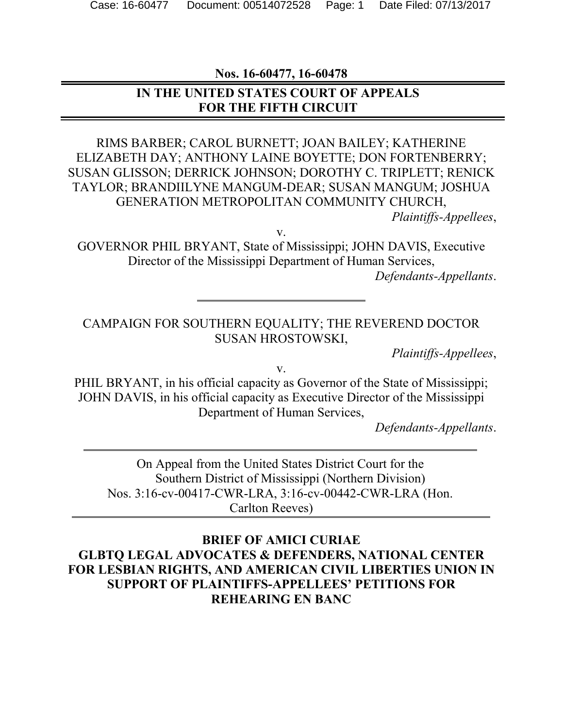**Nos. 16-60477, 16-60478**

**IN THE UNITED STATES COURT OF APPEALS FOR THE FIFTH CIRCUIT**

RIMS BARBER; CAROL BURNETT; JOAN BAILEY; KATHERINE ELIZABETH DAY; ANTHONY LAINE BOYETTE; DON FORTENBERRY; SUSAN GLISSON; DERRICK JOHNSON; DOROTHY C. TRIPLETT; RENICK TAYLOR; BRANDIILYNE MANGUM-DEAR; SUSAN MANGUM; JOSHUA GENERATION METROPOLITAN COMMUNITY CHURCH,

*Plaintiffs-Appellees*,

v.

GOVERNOR PHIL BRYANT, State of Mississippi; JOHN DAVIS, Executive Director of the Mississippi Department of Human Services,

*Defendants-Appellants*.

---

CAMPAIGN FOR SOUTHERN EQUALITY; THE REVEREND DOCTOR SUSAN HROSTOWSKI,

*Plaintiffs-Appellees*,

v.

PHIL BRYANT, in his official capacity as Governor of the State of Mississippi; JOHN DAVIS, in his official capacity as Executive Director of the Mississippi Department of Human Services,

*Defendants-Appellants*.

---

On Appeal from the United States District Court for the Southern District of Mississippi (Northern Division) Nos. 3:16-cv-00417-CWR-LRA, 3:16-cv-00442-CWR-LRA (Hon. Carlton Reeves)

---

**BRIEF OF AMICI CURIAE**
**GLBTQ LEGAL ADVOCATES & DEFENDERS, NATIONAL CENTER FOR LESBIAN RIGHTS, AND AMERICAN CIVIL LIBERTIES UNION IN SUPPORT OF PLAINTIFFS-APPELLEES' PETITIONS FOR REHEARING EN BANC**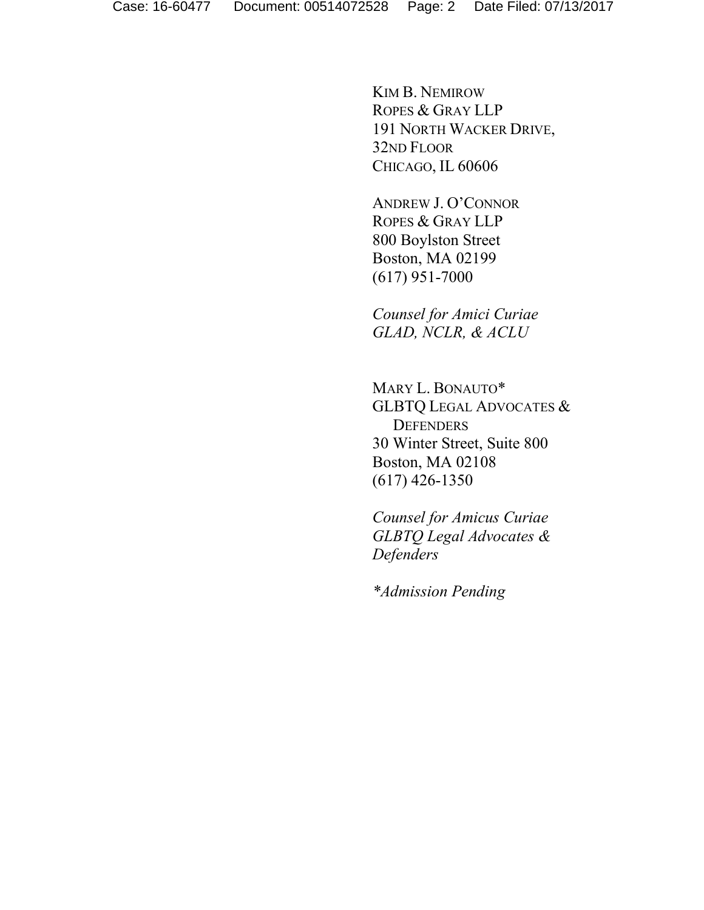KIM B. NEMIROW
ROPES & GRAY LLP
191 NORTH WACKER DRIVE,
32ND FLOOR
CHICAGO, IL 60606

ANDREW J. O'CONNOR
ROPES & GRAY LLP
800 Boylston Street
Boston, MA 02199
(617) 951-7000

*Counsel for Amici Curiae GLAD, NCLR, & ACLU*

MARY L. BONAUTO*
GLBTQ LEGAL ADVOCATES & DEFENDERS
30 Winter Street, Suite 800
Boston, MA 02108
(617) 426-1350

*Counsel for Amicus Curiae GLBTQ Legal Advocates & Defenders*

**Admission Pending*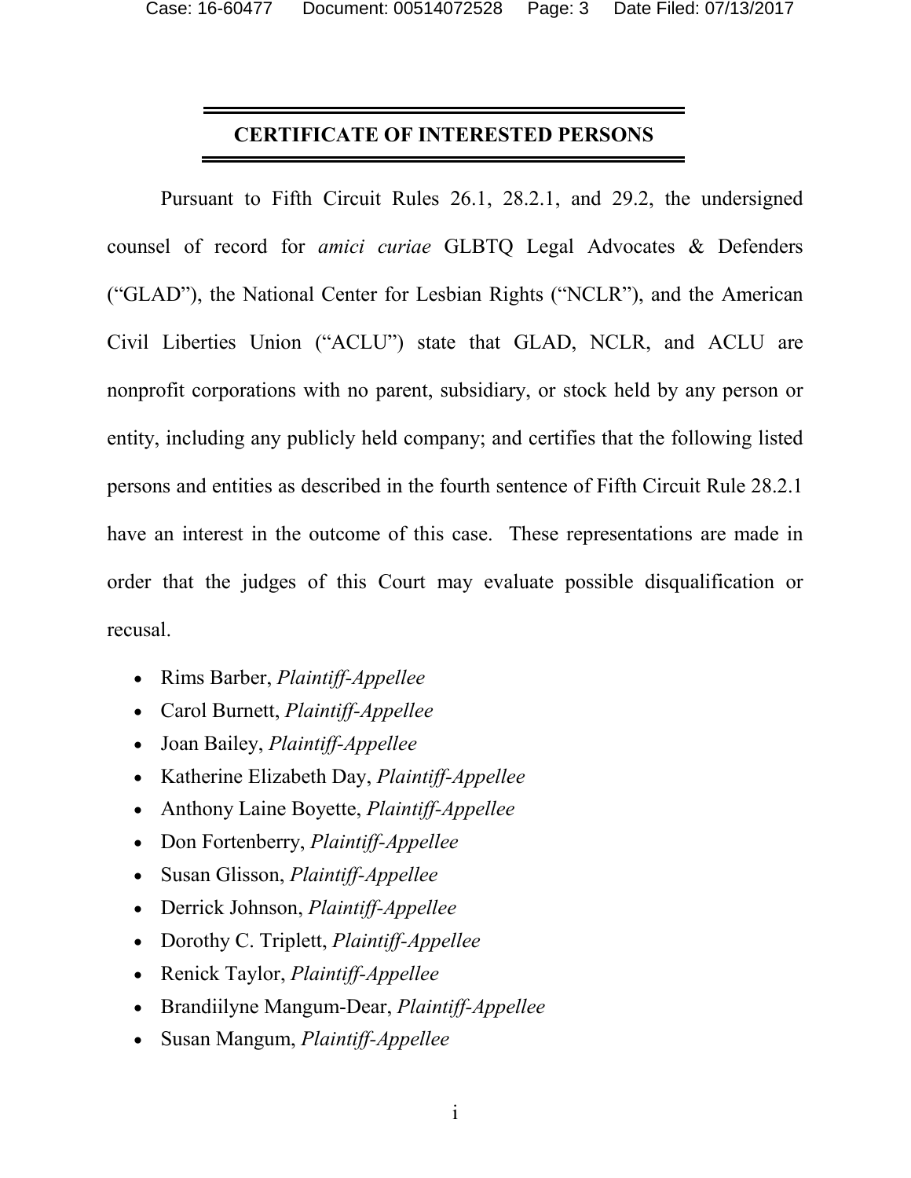## CERTIFICATE OF INTERESTED PERSONS

Pursuant to Fifth Circuit Rules 26.1, 28.2.1, and 29.2, the undersigned counsel of record for *amici curiae* GLBTQ Legal Advocates & Defenders ("GLAD"), the National Center for Lesbian Rights ("NCLR"), and the American Civil Liberties Union ("ACLU") state that GLAD, NCLR, and ACLU are nonprofit corporations with no parent, subsidiary, or stock held by any person or entity, including any publicly held company; and certifies that the following listed persons and entities as described in the fourth sentence of Fifth Circuit Rule 28.2.1 have an interest in the outcome of this case. These representations are made in order that the judges of this Court may evaluate possible disqualification or recusal.

- Rims Barber, *Plaintiff-Appellee*
- Carol Burnett, *Plaintiff-Appellee*
- Joan Bailey, *Plaintiff-Appellee*
- Katherine Elizabeth Day, *Plaintiff-Appellee*
- Anthony Laine Boyette, *Plaintiff-Appellee*
- Don Fortenberry, *Plaintiff-Appellee*
- Susan Glisson, *Plaintiff-Appellee*
- Derrick Johnson, *Plaintiff-Appellee*
- Dorothy C. Triplett, *Plaintiff-Appellee*
- Renick Taylor, *Plaintiff-Appellee*
- Brandiilyne Mangum-Dear, *Plaintiff-Appellee*
- Susan Mangum, *Plaintiff-Appellee*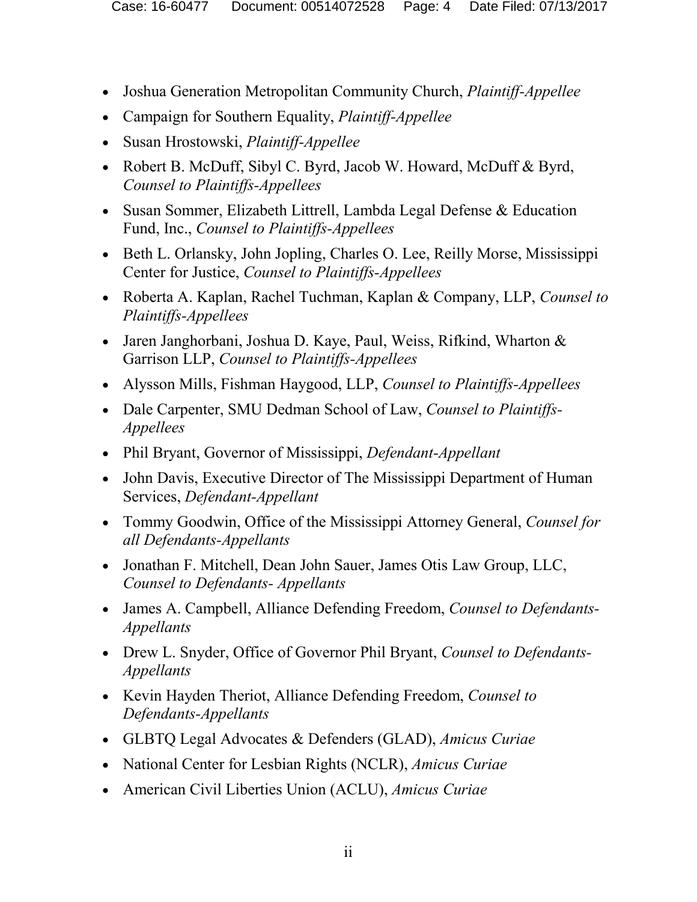- Joshua Generation Metropolitan Community Church, *Plaintiff-Appellee*
- Campaign for Southern Equality, *Plaintiff-Appellee*
- Susan Hrostowski, *Plaintiff-Appellee*
- Robert B. McDuff, Sibyl C. Byrd, Jacob W. Howard, McDuff & Byrd, *Counsel to Plaintiffs-Appellees*
- Susan Sommer, Elizabeth Littrell, Lambda Legal Defense & Education Fund, Inc., *Counsel to Plaintiffs-Appellees*
- Beth L. Orlansky, John Jopling, Charles O. Lee, Reilly Morse, Mississippi Center for Justice, *Counsel to Plaintiffs-Appellees*
- Roberta A. Kaplan, Rachel Tuchman, Kaplan & Company, LLP, *Counsel to Plaintiffs-Appellees*
- Jaren Janghorbani, Joshua D. Kaye, Paul, Weiss, Rifkind, Wharton & Garrison LLP, *Counsel to Plaintiffs-Appellees*
- Alysson Mills, Fishman Haygood, LLP, *Counsel to Plaintiffs-Appellees*
- Dale Carpenter, SMU Dedman School of Law, *Counsel to Plaintiffs-Appellees*
- Phil Bryant, Governor of Mississippi, *Defendant-Appellant*
- John Davis, Executive Director of The Mississippi Department of Human Services, *Defendant-Appellant*
- Tommy Goodwin, Office of the Mississippi Attorney General, *Counsel for all Defendants-Appellants*
- Jonathan F. Mitchell, Dean John Sauer, James Otis Law Group, LLC, *Counsel to Defendants- Appellants*
- James A. Campbell, Alliance Defending Freedom, *Counsel to Defendants-Appellants*
- Drew L. Snyder, Office of Governor Phil Bryant, *Counsel to Defendants-Appellants*
- Kevin Hayden Theriot, Alliance Defending Freedom, *Counsel to Defendants-Appellants*
- GLBTQ Legal Advocates & Defenders (GLAD), *Amicus Curiae*
- National Center for Lesbian Rights (NCLR), *Amicus Curiae*
- American Civil Liberties Union (ACLU), *Amicus Curiae*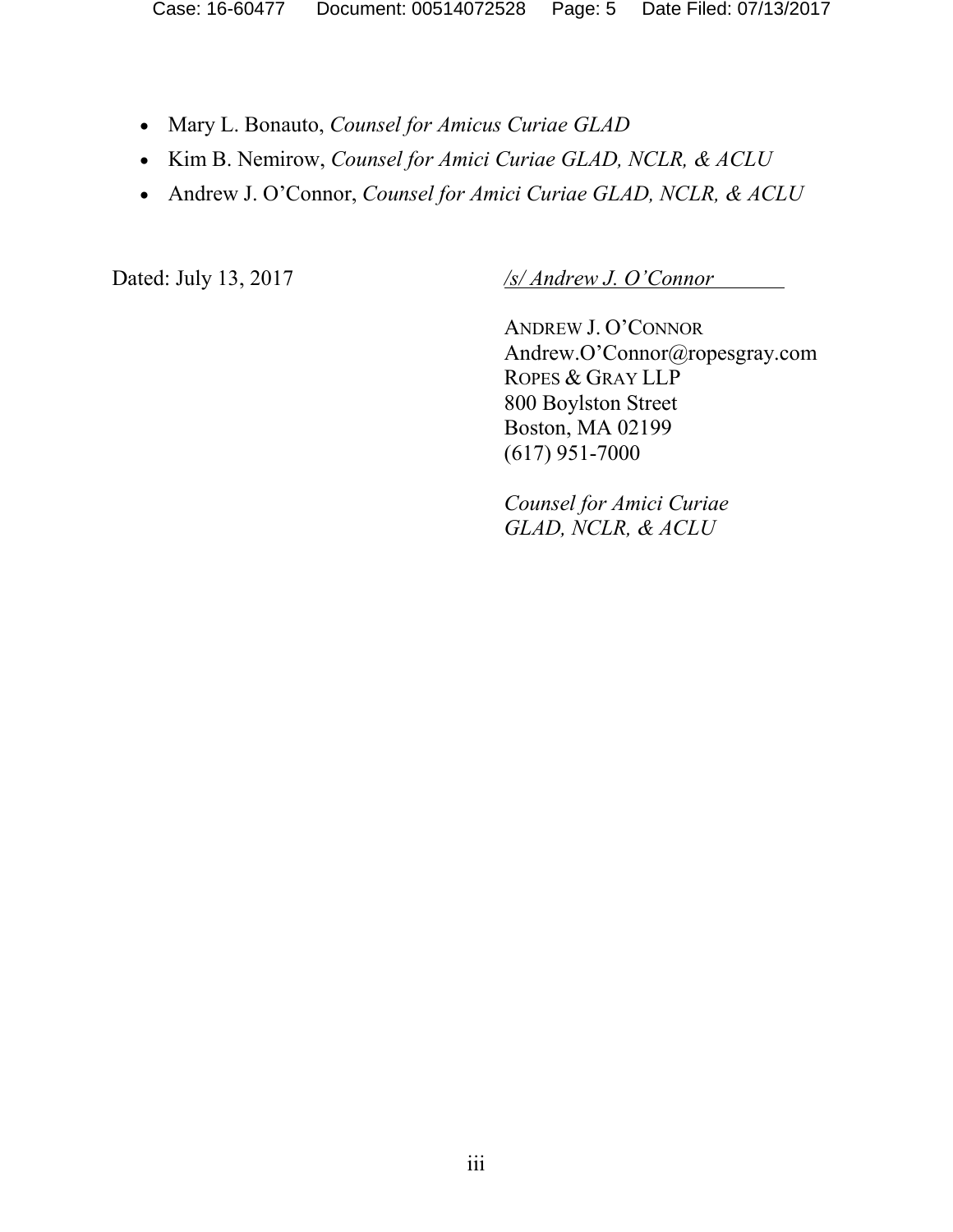- Mary L. Bonauto, *Counsel for Amicus Curiae GLAD*
- Kim B. Nemirow, *Counsel for Amici Curiae GLAD, NCLR, & ACLU*
- Andrew J. O'Connor, *Counsel for Amici Curiae GLAD, NCLR, & ACLU*

Dated: July 13, 2017

*/s/ Andrew J. O'Connor*

ANDREW J. O'CONNOR
Andrew.O'Connor@ropesgray.com
ROPES & GRAY LLP
800 Boylston Street
Boston, MA 02199
(617) 951-7000

*Counsel for Amici Curiae*
*GLAD, NCLR, & ACLU*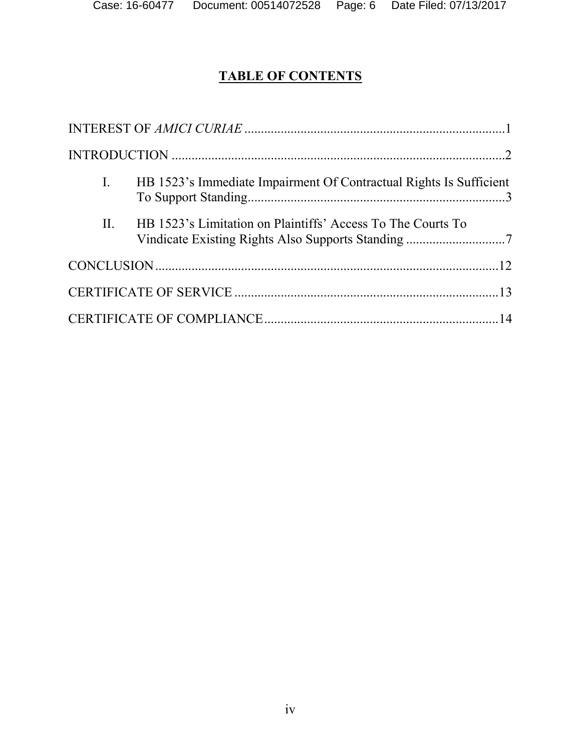# TABLE OF CONTENTS

INTEREST OF *AMICI CURIAE* ..............................................................................1

INTRODUCTION ...................................................................................................2

I. HB 1523's Immediate Impairment Of Contractual Rights Is Sufficient To Support Standing.............................................................................3

II. HB 1523's Limitation on Plaintiffs' Access To The Courts To Vindicate Existing Rights Also Supports Standing ..............................7

CONCLUSION.......................................................................................................12

CERTIFICATE OF SERVICE ...............................................................................13

CERTIFICATE OF COMPLIANCE......................................................................14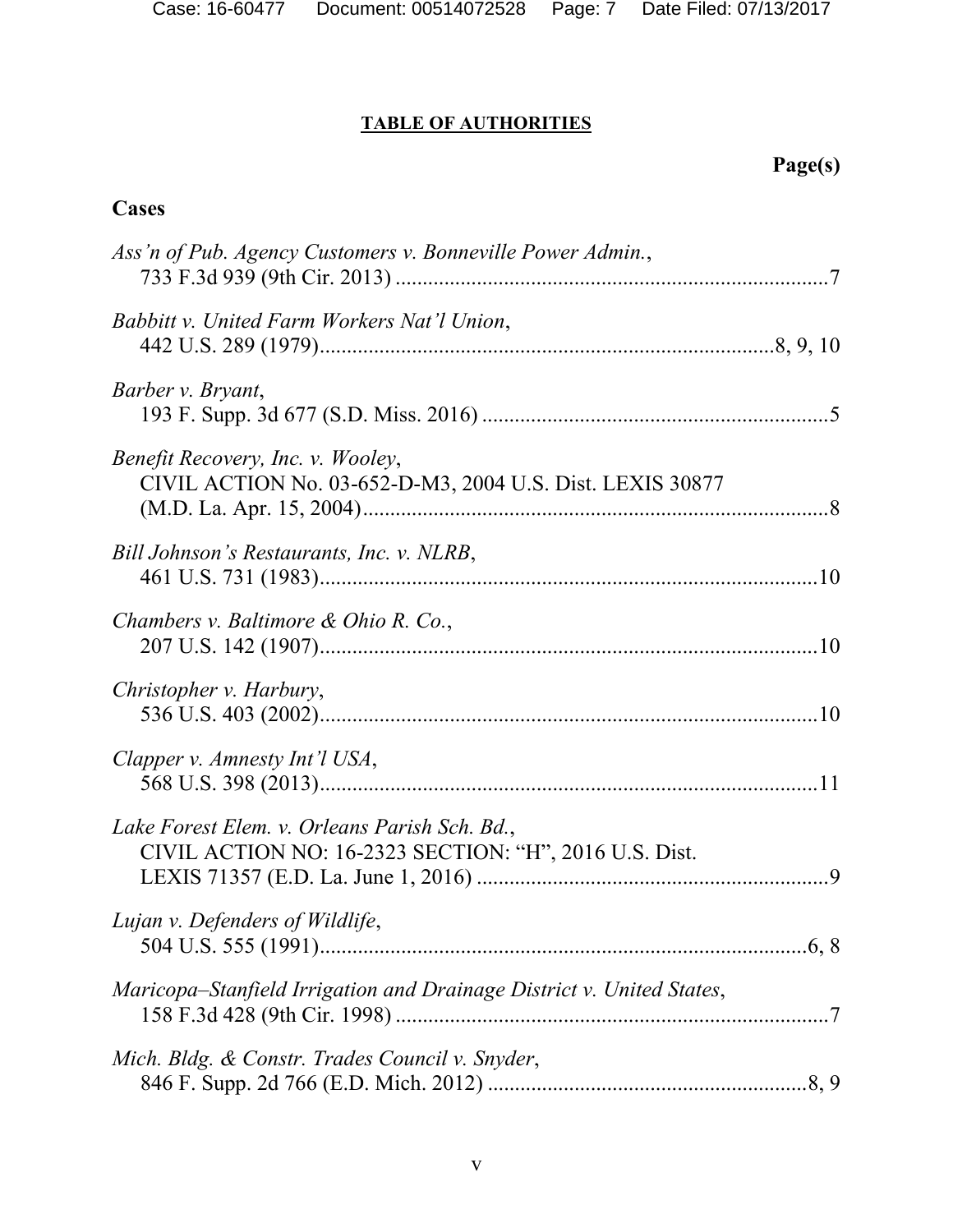**TABLE OF AUTHORITIES**

**Page(s)**

## Cases

*Ass'n of Pub. Agency Customers v. Bonneville Power Admin.*, 733 F.3d 939 (9th Cir. 2013) ................................................................................7

*Babbitt v. United Farm Workers Nat'l Union*, 442 U.S. 289 (1979)..................................................................................8, 9, 10

*Barber v. Bryant*, 193 F. Supp. 3d 677 (S.D. Miss. 2016) ................................................................5

*Benefit Recovery, Inc. v. Wooley*, CIVIL ACTION No. 03-652-D-M3, 2004 U.S. Dist. LEXIS 30877 (M.D. La. Apr. 15, 2004)......................................................................................8

*Bill Johnson's Restaurants, Inc. v. NLRB*, 461 U.S. 731 (1983)............................................................................................10

*Chambers v. Baltimore & Ohio R. Co.*, 207 U.S. 142 (1907)............................................................................................10

*Christopher v. Harbury*, 536 U.S. 403 (2002)............................................................................................10

*Clapper v. Amnesty Int'l USA*, 568 U.S. 398 (2013)............................................................................................11

*Lake Forest Elem. v. Orleans Parish Sch. Bd.*, CIVIL ACTION NO: 16-2323 SECTION: "H", 2016 U.S. Dist. LEXIS 71357 (E.D. La. June 1, 2016) .................................................................9

*Lujan v. Defenders of Wildlife*, 504 U.S. 555 (1991)..........................................................................................6, 8

*Maricopa–Stanfield Irrigation and Drainage District v. United States*, 158 F.3d 428 (9th Cir. 1998) ................................................................................7

*Mich. Bldg. & Constr. Trades Council v. Snyder*, 846 F. Supp. 2d 766 (E.D. Mich. 2012) ...........................................................8, 9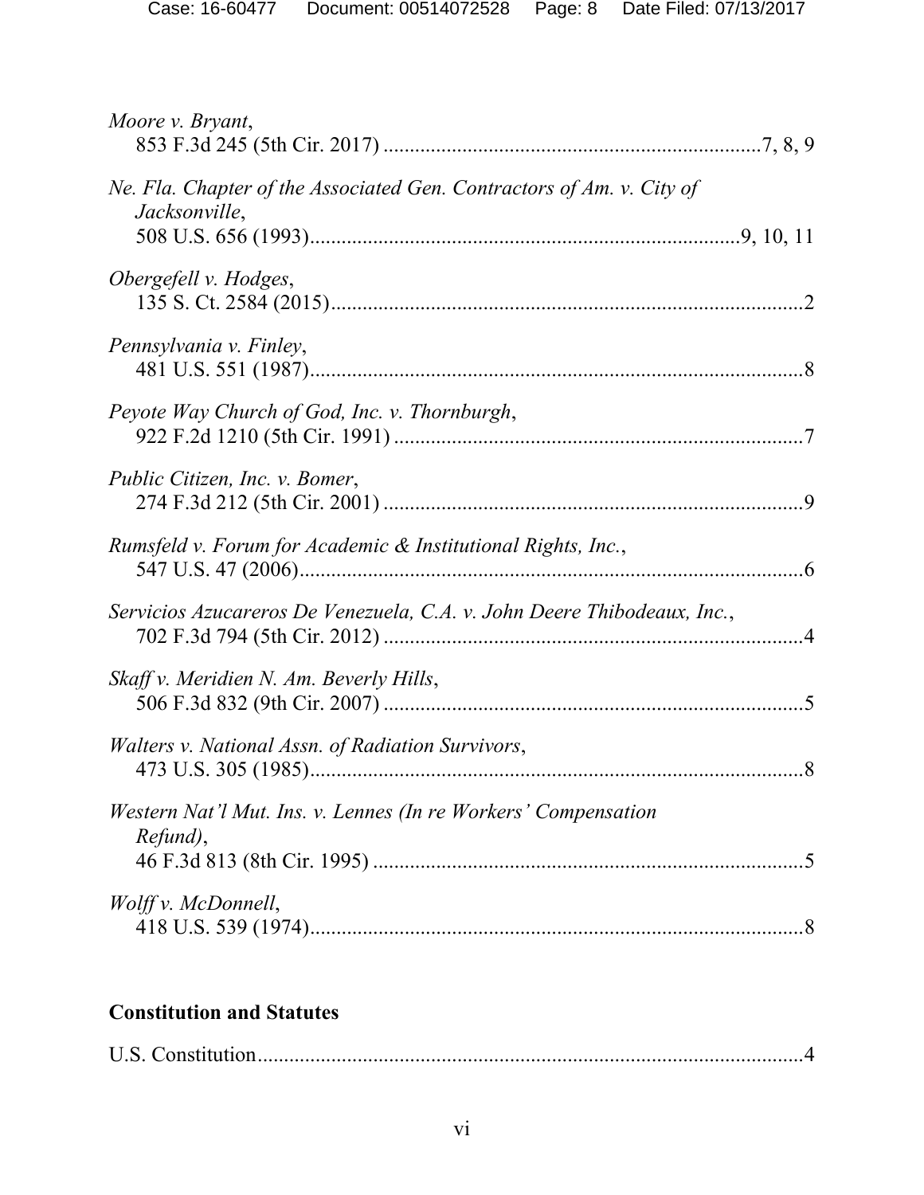*Moore v. Bryant*,
853 F.3d 245 (5th Cir. 2017) ....................................................................7, 8, 9

*Ne. Fla. Chapter of the Associated Gen. Contractors of Am. v. City of Jacksonville*,
508 U.S. 656 (1993)................................................................................9, 10, 11

*Obergefell v. Hodges*,
135 S. Ct. 2584 (2015)..........................................................................................2

*Pennsylvania v. Finley*,
481 U.S. 551 (1987).............................................................................................8

*Peyote Way Church of God, Inc. v. Thornburgh*,
922 F.2d 1210 (5th Cir. 1991) .............................................................................7

*Public Citizen, Inc. v. Bomer*,
274 F.3d 212 (5th Cir. 2001) ...............................................................................9

*Rumsfeld v. Forum for Academic & Institutional Rights, Inc.*,
547 U.S. 47 (2006)...............................................................................................6

*Servicios Azucareros De Venezuela, C.A. v. John Deere Thibodeaux, Inc.*,
702 F.3d 794 (5th Cir. 2012) ...............................................................................4

*Skaff v. Meridien N. Am. Beverly Hills*,
506 F.3d 832 (9th Cir. 2007) ...............................................................................5

*Walters v. National Assn. of Radiation Survivors*,
473 U.S. 305 (1985).............................................................................................8

*Western Nat'l Mut. Ins. v. Lennes (In re Workers' Compensation Refund)*,
46 F.3d 813 (8th Cir. 1995) .................................................................................5

*Wolff v. McDonnell*,
418 U.S. 539 (1974).............................................................................................8

**Constitution and Statutes**

U.S. Constitution........................................................................................................4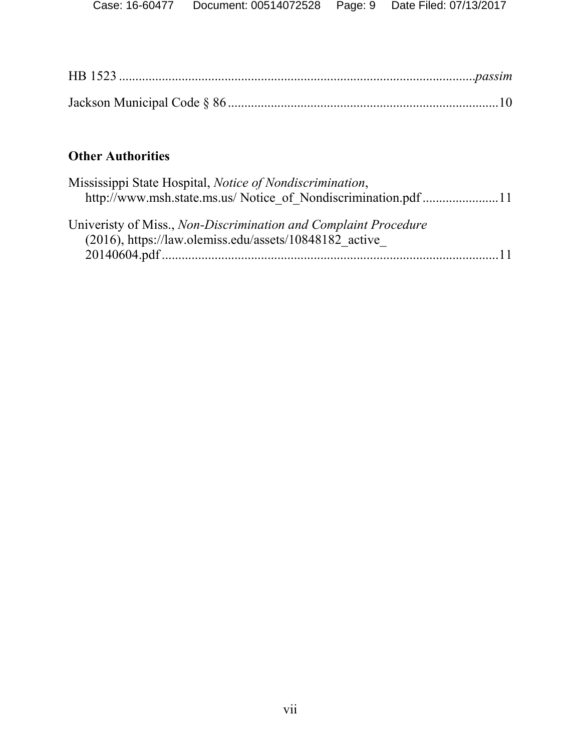HB 1523 .......................................................................................................*passim*

Jackson Municipal Code § 86 .................................................................................10

## Other Authorities

Mississippi State Hospital, *Notice of Nondiscrimination*,
    http://www.msh.state.ms.us/ Notice_of_Nondiscrimination.pdf .......................11

Univeristy of Miss., *Non-Discrimination and Complaint Procedure*
    (2016), https://law.olemiss.edu/assets/10848182_active_
    20140604.pdf ......................................................................................................11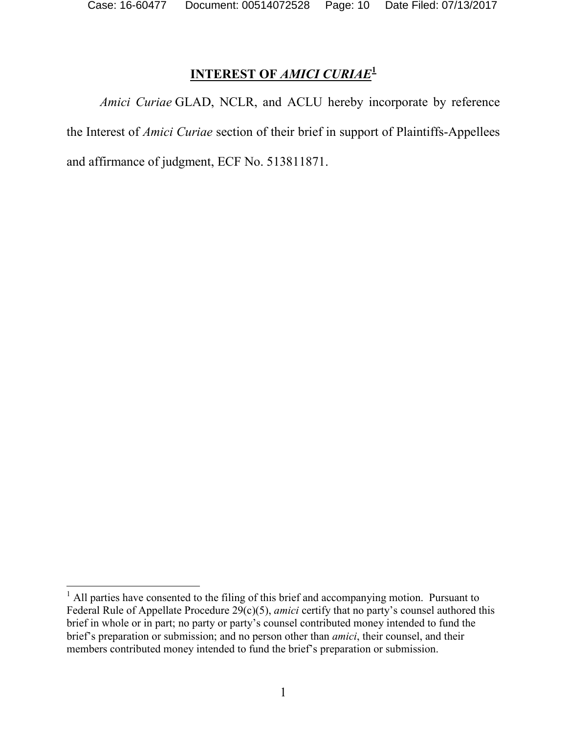## INTEREST OF *AMICI CURIAE*[1]

*Amici Curiae* GLAD, NCLR, and ACLU hereby incorporate by reference the Interest of *Amici Curiae* section of their brief in support of Plaintiffs-Appellees and affirmance of judgment, ECF No. 513811871.

---

[1] All parties have consented to the filing of this brief and accompanying motion. Pursuant to Federal Rule of Appellate Procedure 29(c)(5), *amici* certify that no party's counsel authored this brief in whole or in part; no party or party's counsel contributed money intended to fund the brief's preparation or submission; and no person other than *amici*, their counsel, and their members contributed money intended to fund the brief's preparation or submission.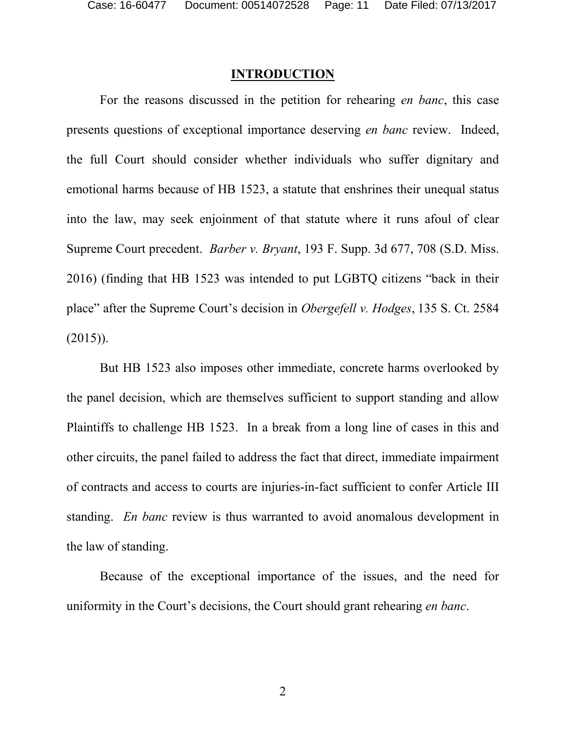## INTRODUCTION

For the reasons discussed in the petition for rehearing *en banc*, this case presents questions of exceptional importance deserving *en banc* review. Indeed, the full Court should consider whether individuals who suffer dignitary and emotional harms because of HB 1523, a statute that enshrines their unequal status into the law, may seek enjoinment of that statute where it runs afoul of clear Supreme Court precedent. *Barber v. Bryant*, 193 F. Supp. 3d 677, 708 (S.D. Miss. 2016) (finding that HB 1523 was intended to put LGBTQ citizens "back in their place" after the Supreme Court's decision in *Obergefell v. Hodges*, 135 S. Ct. 2584 (2015)).

But HB 1523 also imposes other immediate, concrete harms overlooked by the panel decision, which are themselves sufficient to support standing and allow Plaintiffs to challenge HB 1523. In a break from a long line of cases in this and other circuits, the panel failed to address the fact that direct, immediate impairment of contracts and access to courts are injuries-in-fact sufficient to confer Article III standing. *En banc* review is thus warranted to avoid anomalous development in the law of standing.

Because of the exceptional importance of the issues, and the need for uniformity in the Court's decisions, the Court should grant rehearing *en banc*.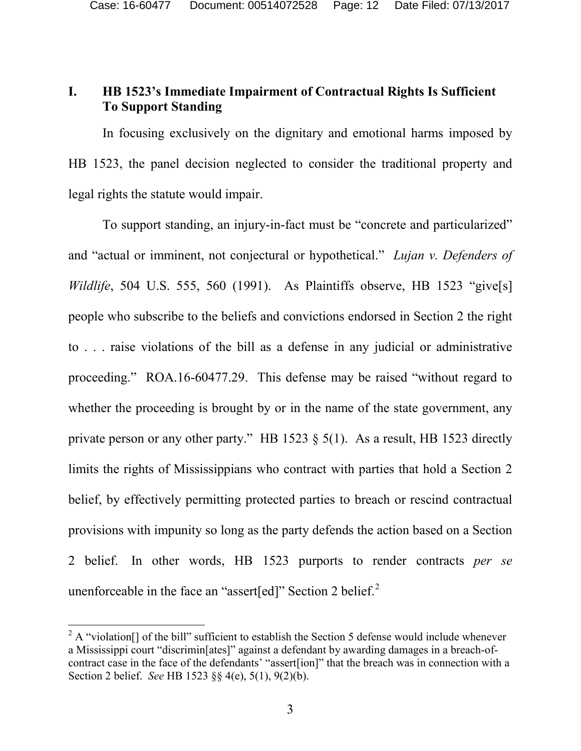## I. HB 1523's Immediate Impairment of Contractual Rights Is Sufficient To Support Standing

In focusing exclusively on the dignitary and emotional harms imposed by HB 1523, the panel decision neglected to consider the traditional property and legal rights the statute would impair.

To support standing, an injury-in-fact must be "concrete and particularized" and "actual or imminent, not conjectural or hypothetical." *Lujan v. Defenders of Wildlife*, 504 U.S. 555, 560 (1991). As Plaintiffs observe, HB 1523 "give[s] people who subscribe to the beliefs and convictions endorsed in Section 2 the right to . . . raise violations of the bill as a defense in any judicial or administrative proceeding." ROA.16-60477.29. This defense may be raised "without regard to whether the proceeding is brought by or in the name of the state government, any private person or any other party." HB 1523 § 5(1). As a result, HB 1523 directly limits the rights of Mississippians who contract with parties that hold a Section 2 belief, by effectively permitting protected parties to breach or rescind contractual provisions with impunity so long as the party defends the action based on a Section 2 belief. In other words, HB 1523 purports to render contracts *per se* unenforceable in the face an "assert[ed]" Section 2 belief.[2]

[2] A "violation[] of the bill" sufficient to establish the Section 5 defense would include whenever a Mississippi court "discrimin[ates]" against a defendant by awarding damages in a breach-of-contract case in the face of the defendants' "assert[ion]" that the breach was in connection with a Section 2 belief. *See* HB 1523 §§ 4(e), 5(1), 9(2)(b).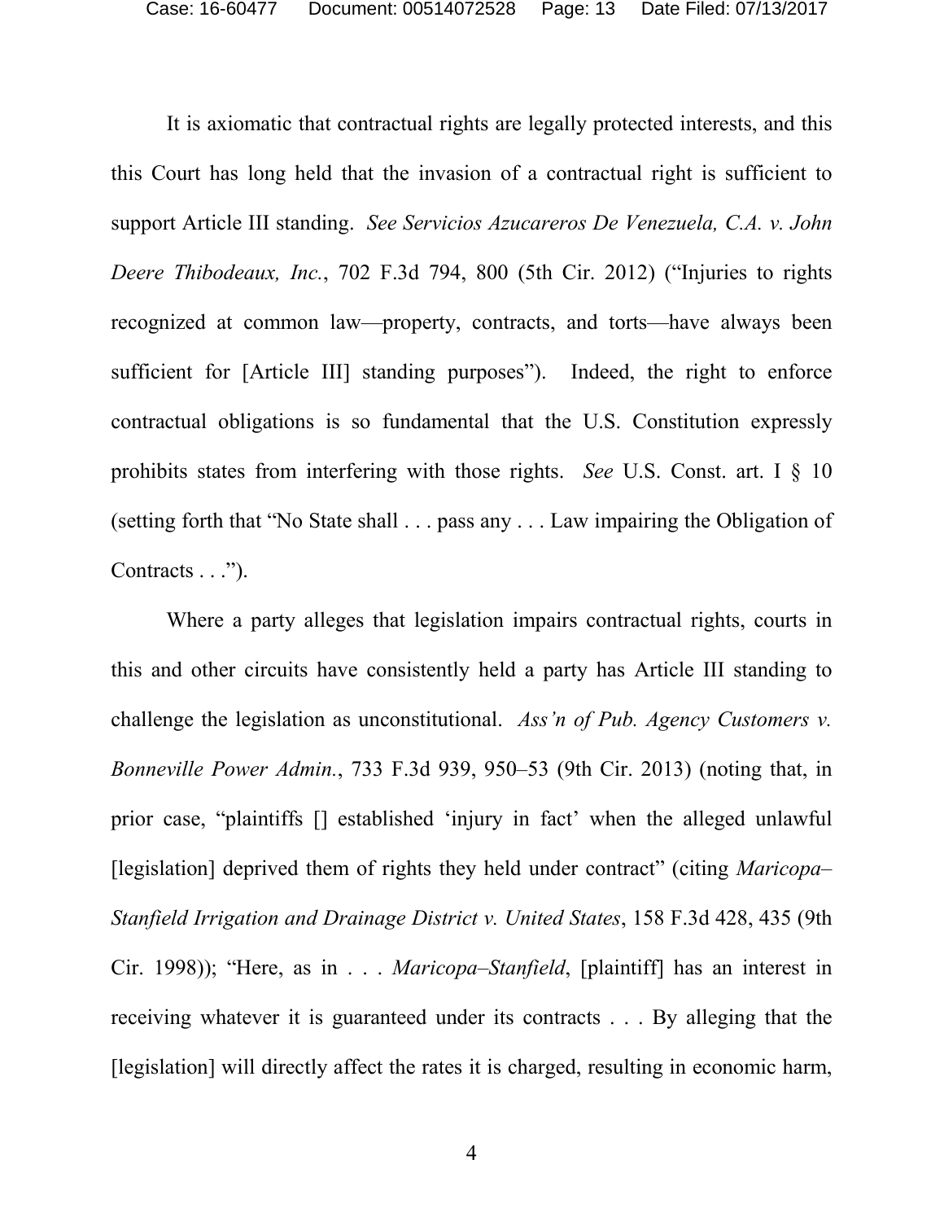It is axiomatic that contractual rights are legally protected interests, and this this Court has long held that the invasion of a contractual right is sufficient to support Article III standing. *See Servicios Azucareros De Venezuela, C.A. v. John Deere Thibodeaux, Inc.*, 702 F.3d 794, 800 (5th Cir. 2012) ("Injuries to rights recognized at common law—property, contracts, and torts—have always been sufficient for [Article III] standing purposes"). Indeed, the right to enforce contractual obligations is so fundamental that the U.S. Constitution expressly prohibits states from interfering with those rights. *See* U.S. Const. art. I § 10 (setting forth that "No State shall . . . pass any . . . Law impairing the Obligation of Contracts . . .").

Where a party alleges that legislation impairs contractual rights, courts in this and other circuits have consistently held a party has Article III standing to challenge the legislation as unconstitutional. *Ass'n of Pub. Agency Customers v. Bonneville Power Admin.*, 733 F.3d 939, 950–53 (9th Cir. 2013) (noting that, in prior case, "plaintiffs [] established 'injury in fact' when the alleged unlawful [legislation] deprived them of rights they held under contract" (citing *Maricopa–Stanfield Irrigation and Drainage District v. United States*, 158 F.3d 428, 435 (9th Cir. 1998)); "Here, as in . . . *Maricopa–Stanfield*, [plaintiff] has an interest in receiving whatever it is guaranteed under its contracts . . . By alleging that the [legislation] will directly affect the rates it is charged, resulting in economic harm,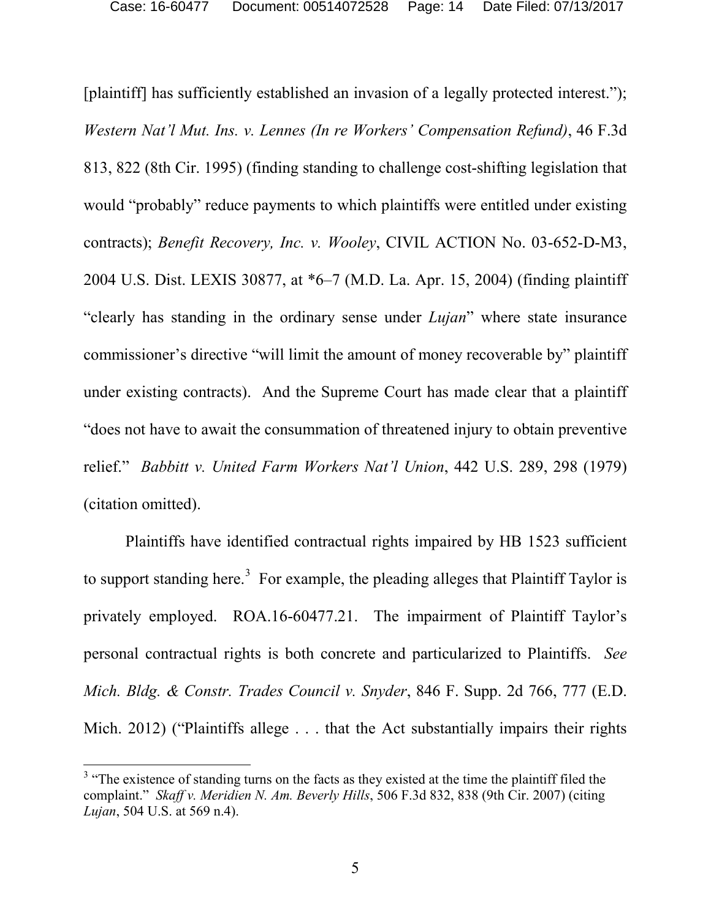[plaintiff] has sufficiently established an invasion of a legally protected interest."); *Western Nat'l Mut. Ins. v. Lennes (In re Workers' Compensation Refund)*, 46 F.3d 813, 822 (8th Cir. 1995) (finding standing to challenge cost-shifting legislation that would "probably" reduce payments to which plaintiffs were entitled under existing contracts); *Benefit Recovery, Inc. v. Wooley*, CIVIL ACTION No. 03-652-D-M3, 2004 U.S. Dist. LEXIS 30877, at *6–7 (M.D. La. Apr. 15, 2004) (finding plaintiff "clearly has standing in the ordinary sense under *Lujan*" where state insurance commissioner's directive "will limit the amount of money recoverable by" plaintiff under existing contracts). And the Supreme Court has made clear that a plaintiff "does not have to await the consummation of threatened injury to obtain preventive relief." *Babbitt v. United Farm Workers Nat'l Union*, 442 U.S. 289, 298 (1979) (citation omitted).

Plaintiffs have identified contractual rights impaired by HB 1523 sufficient to support standing here.[3] For example, the pleading alleges that Plaintiff Taylor is privately employed. ROA.16-60477.21. The impairment of Plaintiff Taylor's personal contractual rights is both concrete and particularized to Plaintiffs. *See Mich. Bldg. & Constr. Trades Council v. Snyder*, 846 F. Supp. 2d 766, 777 (E.D. Mich. 2012) ("Plaintiffs allege . . . that the Act substantially impairs their rights

[3] "The existence of standing turns on the facts as they existed at the time the plaintiff filed the complaint." *Skaff v. Meridien N. Am. Beverly Hills*, 506 F.3d 832, 838 (9th Cir. 2007) (citing *Lujan*, 504 U.S. at 569 n.4).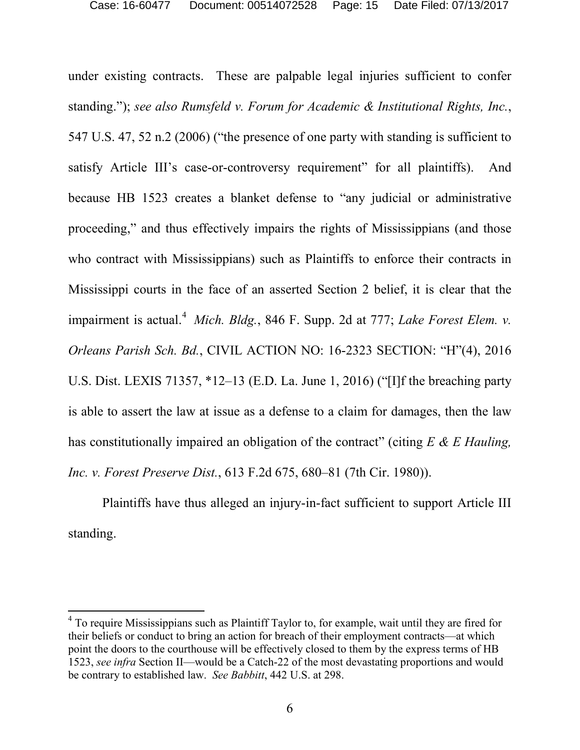under existing contracts. These are palpable legal injuries sufficient to confer standing."); *see also Rumsfeld v. Forum for Academic & Institutional Rights, Inc.*, 547 U.S. 47, 52 n.2 (2006) ("the presence of one party with standing is sufficient to satisfy Article III's case-or-controversy requirement" for all plaintiffs). And because HB 1523 creates a blanket defense to "any judicial or administrative proceeding," and thus effectively impairs the rights of Mississippians (and those who contract with Mississippians) such as Plaintiffs to enforce their contracts in Mississippi courts in the face of an asserted Section 2 belief, it is clear that the impairment is actual.[4] *Mich. Bldg.*, 846 F. Supp. 2d at 777; *Lake Forest Elem. v. Orleans Parish Sch. Bd.*, CIVIL ACTION NO: 16-2323 SECTION: "H"(4), 2016 U.S. Dist. LEXIS 71357, *12–13 (E.D. La. June 1, 2016) ("[I]f the breaching party is able to assert the law at issue as a defense to a claim for damages, then the law has constitutionally impaired an obligation of the contract" (citing *E & E Hauling, Inc. v. Forest Preserve Dist.*, 613 F.2d 675, 680–81 (7th Cir. 1980)).

Plaintiffs have thus alleged an injury-in-fact sufficient to support Article III standing.

[4] To require Mississippians such as Plaintiff Taylor to, for example, wait until they are fired for their beliefs or conduct to bring an action for breach of their employment contracts—at which point the doors to the courthouse will be effectively closed to them by the express terms of HB 1523, *see infra* Section II—would be a Catch-22 of the most devastating proportions and would be contrary to established law. *See Babbitt*, 442 U.S. at 298.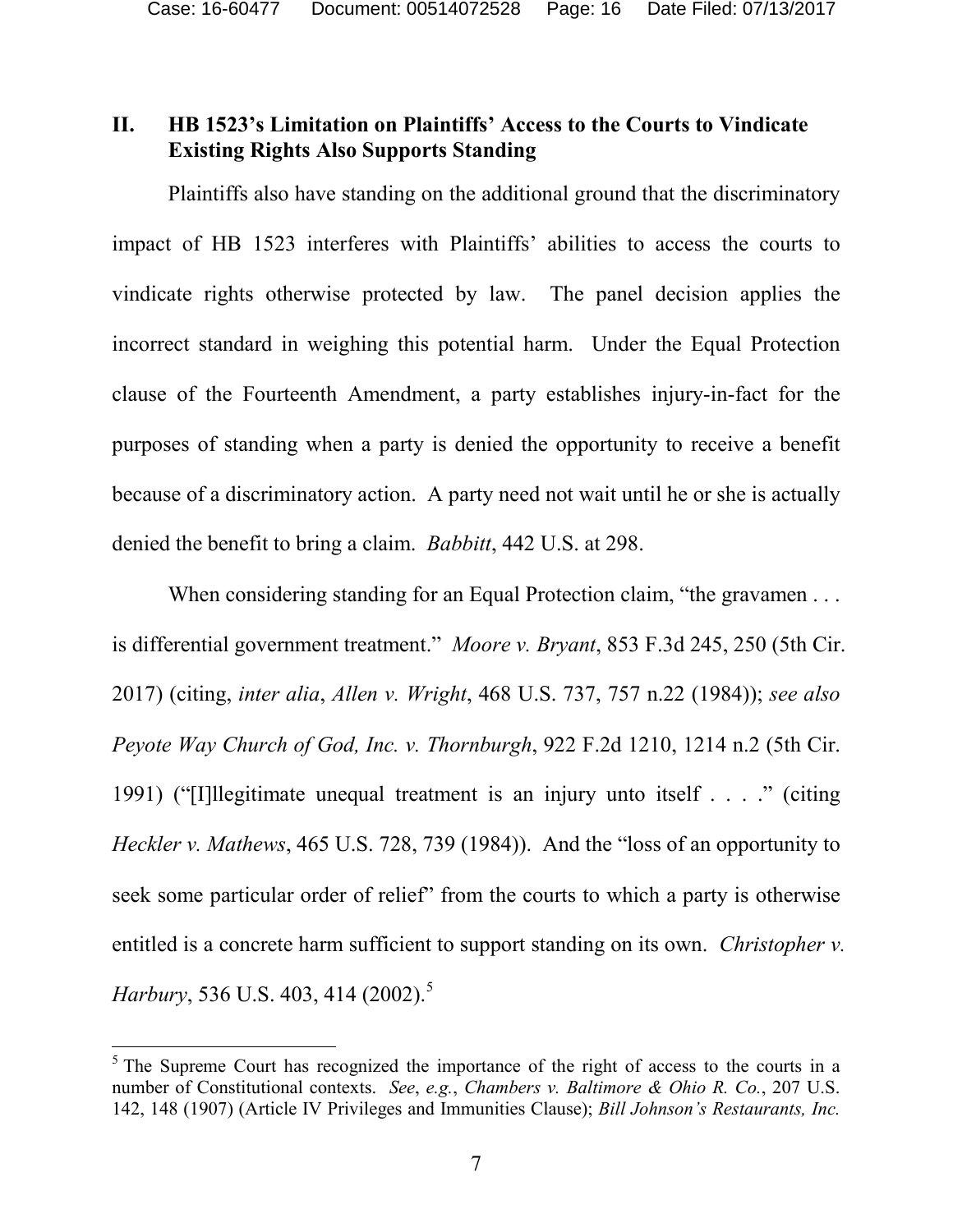## II. HB 1523's Limitation on Plaintiffs' Access to the Courts to Vindicate Existing Rights Also Supports Standing

Plaintiffs also have standing on the additional ground that the discriminatory impact of HB 1523 interferes with Plaintiffs' abilities to access the courts to vindicate rights otherwise protected by law. The panel decision applies the incorrect standard in weighing this potential harm. Under the Equal Protection clause of the Fourteenth Amendment, a party establishes injury-in-fact for the purposes of standing when a party is denied the opportunity to receive a benefit because of a discriminatory action. A party need not wait until he or she is actually denied the benefit to bring a claim. *Babbitt*, 442 U.S. at 298.

When considering standing for an Equal Protection claim, "the gravamen . . . is differential government treatment." *Moore v. Bryant*, 853 F.3d 245, 250 (5th Cir. 2017) (citing, *inter alia*, *Allen v. Wright*, 468 U.S. 737, 757 n.22 (1984)); *see also Peyote Way Church of God, Inc. v. Thornburgh*, 922 F.2d 1210, 1214 n.2 (5th Cir. 1991) ("[I]llegitimate unequal treatment is an injury unto itself . . . ." (citing *Heckler v. Mathews*, 465 U.S. 728, 739 (1984)). And the "loss of an opportunity to seek some particular order of relief" from the courts to which a party is otherwise entitled is a concrete harm sufficient to support standing on its own. *Christopher v. Harbury*, 536 U.S. 403, 414 (2002).[5]

[5] The Supreme Court has recognized the importance of the right of access to the courts in a number of Constitutional contexts. *See*, *e.g.*, *Chambers v. Baltimore & Ohio R. Co.*, 207 U.S. 142, 148 (1907) (Article IV Privileges and Immunities Clause); *Bill Johnson's Restaurants, Inc.*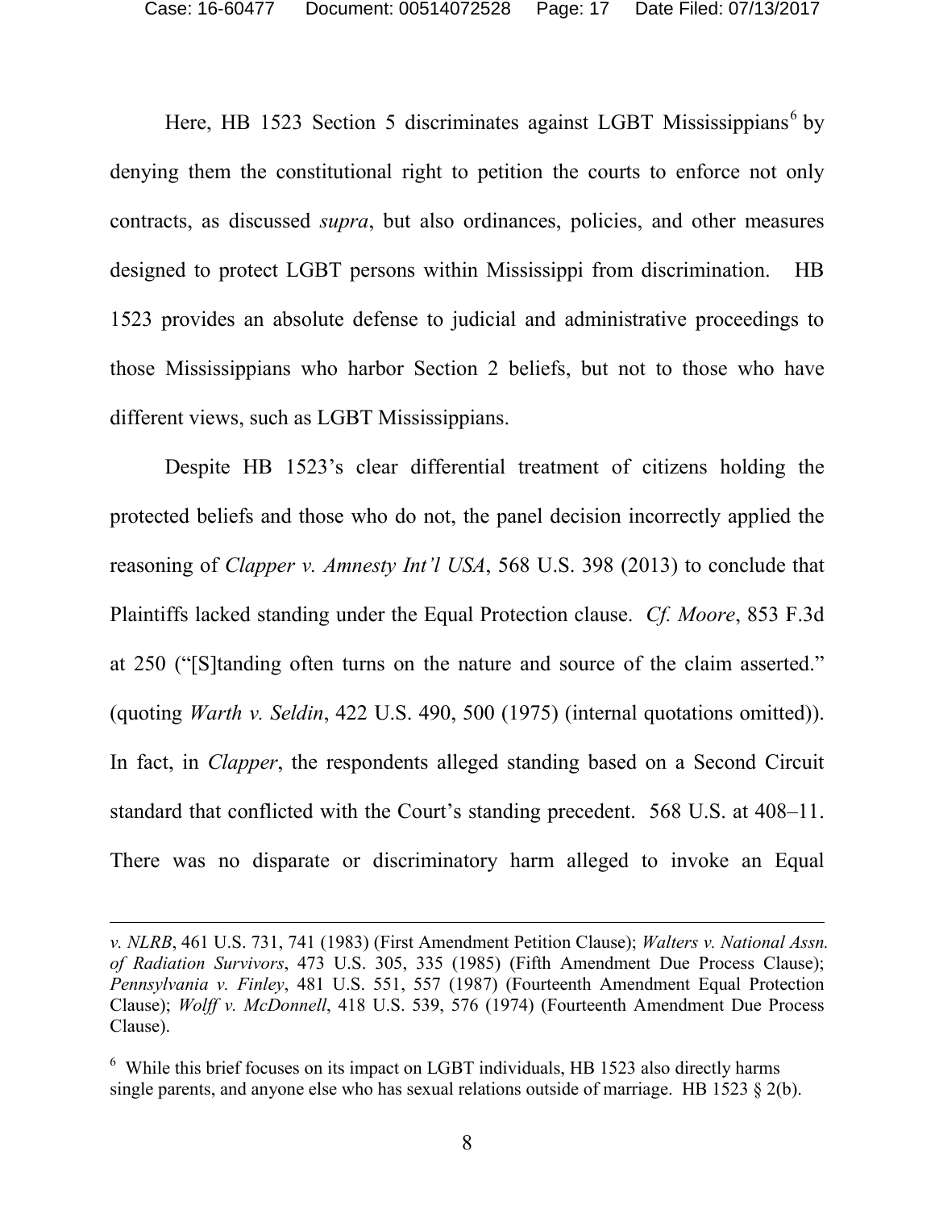Here, HB 1523 Section 5 discriminates against LGBT Mississippians[6] by denying them the constitutional right to petition the courts to enforce not only contracts, as discussed *supra*, but also ordinances, policies, and other measures designed to protect LGBT persons within Mississippi from discrimination. HB 1523 provides an absolute defense to judicial and administrative proceedings to those Mississippians who harbor Section 2 beliefs, but not to those who have different views, such as LGBT Mississippians.

Despite HB 1523's clear differential treatment of citizens holding the protected beliefs and those who do not, the panel decision incorrectly applied the reasoning of *Clapper v. Amnesty Int'l USA*, 568 U.S. 398 (2013) to conclude that Plaintiffs lacked standing under the Equal Protection clause. *Cf. Moore*, 853 F.3d at 250 ("[S]tanding often turns on the nature and source of the claim asserted." (quoting *Warth v. Seldin*, 422 U.S. 490, 500 (1975) (internal quotations omitted)). In fact, in *Clapper*, the respondents alleged standing based on a Second Circuit standard that conflicted with the Court's standing precedent. 568 U.S. at 408–11. There was no disparate or discriminatory harm alleged to invoke an Equal

---

*v. NLRB*, 461 U.S. 731, 741 (1983) (First Amendment Petition Clause); *Walters v. National Assn. of Radiation Survivors*, 473 U.S. 305, 335 (1985) (Fifth Amendment Due Process Clause); *Pennsylvania v. Finley*, 481 U.S. 551, 557 (1987) (Fourteenth Amendment Equal Protection Clause); *Wolff v. McDonnell*, 418 U.S. 539, 576 (1974) (Fourteenth Amendment Due Process Clause).

[6] While this brief focuses on its impact on LGBT individuals, HB 1523 also directly harms single parents, and anyone else who has sexual relations outside of marriage. HB 1523 § 2(b).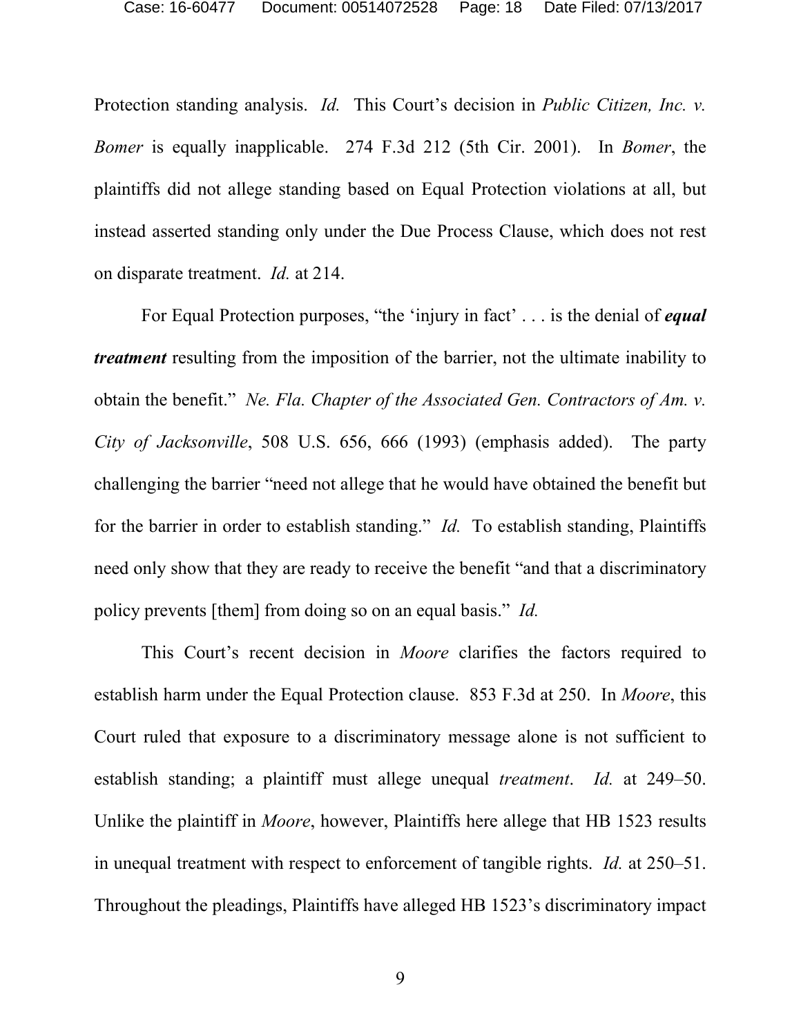Protection standing analysis. *Id.* This Court's decision in *Public Citizen, Inc. v. Bomer* is equally inapplicable. 274 F.3d 212 (5th Cir. 2001). In *Bomer*, the plaintiffs did not allege standing based on Equal Protection violations at all, but instead asserted standing only under the Due Process Clause, which does not rest on disparate treatment. *Id.* at 214.

For Equal Protection purposes, "the 'injury in fact' . . . is the denial of ***equal treatment*** resulting from the imposition of the barrier, not the ultimate inability to obtain the benefit." *Ne. Fla. Chapter of the Associated Gen. Contractors of Am. v. City of Jacksonville*, 508 U.S. 656, 666 (1993) (emphasis added). The party challenging the barrier "need not allege that he would have obtained the benefit but for the barrier in order to establish standing." *Id.* To establish standing, Plaintiffs need only show that they are ready to receive the benefit "and that a discriminatory policy prevents [them] from doing so on an equal basis." *Id.*

This Court's recent decision in *Moore* clarifies the factors required to establish harm under the Equal Protection clause. 853 F.3d at 250. In *Moore*, this Court ruled that exposure to a discriminatory message alone is not sufficient to establish standing; a plaintiff must allege unequal *treatment*. *Id.* at 249–50. Unlike the plaintiff in *Moore*, however, Plaintiffs here allege that HB 1523 results in unequal treatment with respect to enforcement of tangible rights. *Id.* at 250–51. Throughout the pleadings, Plaintiffs have alleged HB 1523's discriminatory impact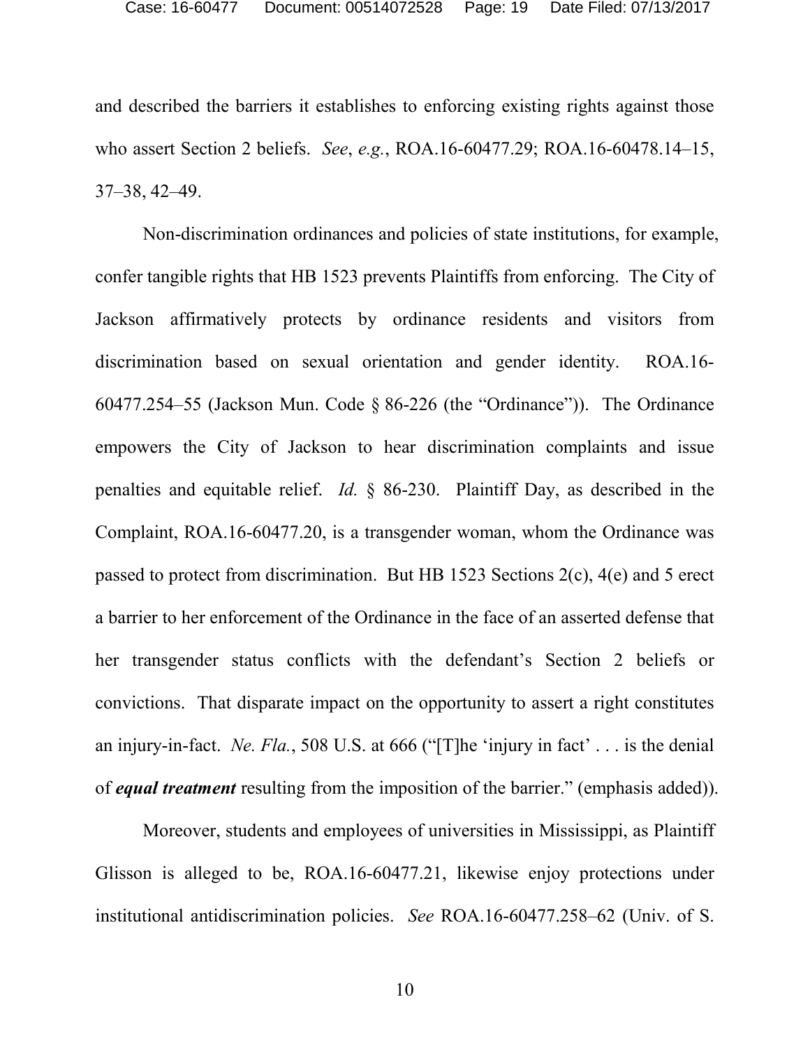and described the barriers it establishes to enforcing existing rights against those who assert Section 2 beliefs. *See*, *e.g.*, ROA.16-60477.29; ROA.16-60478.14–15, 37–38, 42–49.

Non-discrimination ordinances and policies of state institutions, for example, confer tangible rights that HB 1523 prevents Plaintiffs from enforcing. The City of Jackson affirmatively protects by ordinance residents and visitors from discrimination based on sexual orientation and gender identity. ROA.16-60477.254–55 (Jackson Mun. Code § 86-226 (the "Ordinance")). The Ordinance empowers the City of Jackson to hear discrimination complaints and issue penalties and equitable relief. *Id.* § 86-230. Plaintiff Day, as described in the Complaint, ROA.16-60477.20, is a transgender woman, whom the Ordinance was passed to protect from discrimination. But HB 1523 Sections 2(c), 4(e) and 5 erect a barrier to her enforcement of the Ordinance in the face of an asserted defense that her transgender status conflicts with the defendant's Section 2 beliefs or convictions. That disparate impact on the opportunity to assert a right constitutes an injury-in-fact. *Ne. Fla.*, 508 U.S. at 666 ("[T]he 'injury in fact' . . . is the denial of ***equal treatment*** resulting from the imposition of the barrier." (emphasis added)).

Moreover, students and employees of universities in Mississippi, as Plaintiff Glisson is alleged to be, ROA.16-60477.21, likewise enjoy protections under institutional antidiscrimination policies. *See* ROA.16-60477.258–62 (Univ. of S.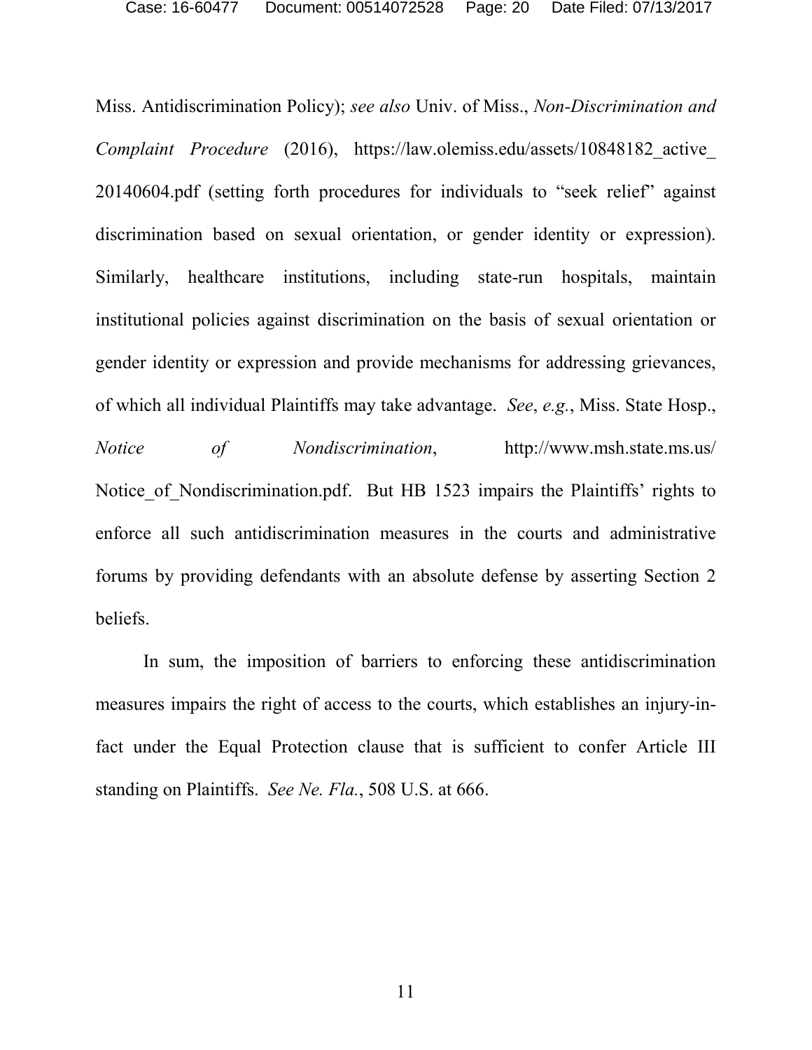Miss. Antidiscrimination Policy); *see also* Univ. of Miss., *Non-Discrimination and Complaint Procedure* (2016), https://law.olemiss.edu/assets/10848182_active_20140604.pdf (setting forth procedures for individuals to "seek relief" against discrimination based on sexual orientation, or gender identity or expression). Similarly, healthcare institutions, including state-run hospitals, maintain institutional policies against discrimination on the basis of sexual orientation or gender identity or expression and provide mechanisms for addressing grievances, of which all individual Plaintiffs may take advantage. *See*, *e.g.*, Miss. State Hosp., *Notice of Nondiscrimination*, http://www.msh.state.ms.us/Notice_of_Nondiscrimination.pdf. But HB 1523 impairs the Plaintiffs' rights to enforce all such antidiscrimination measures in the courts and administrative forums by providing defendants with an absolute defense by asserting Section 2 beliefs.

In sum, the imposition of barriers to enforcing these antidiscrimination measures impairs the right of access to the courts, which establishes an injury-in-fact under the Equal Protection clause that is sufficient to confer Article III standing on Plaintiffs. *See Ne. Fla.*, 508 U.S. at 666.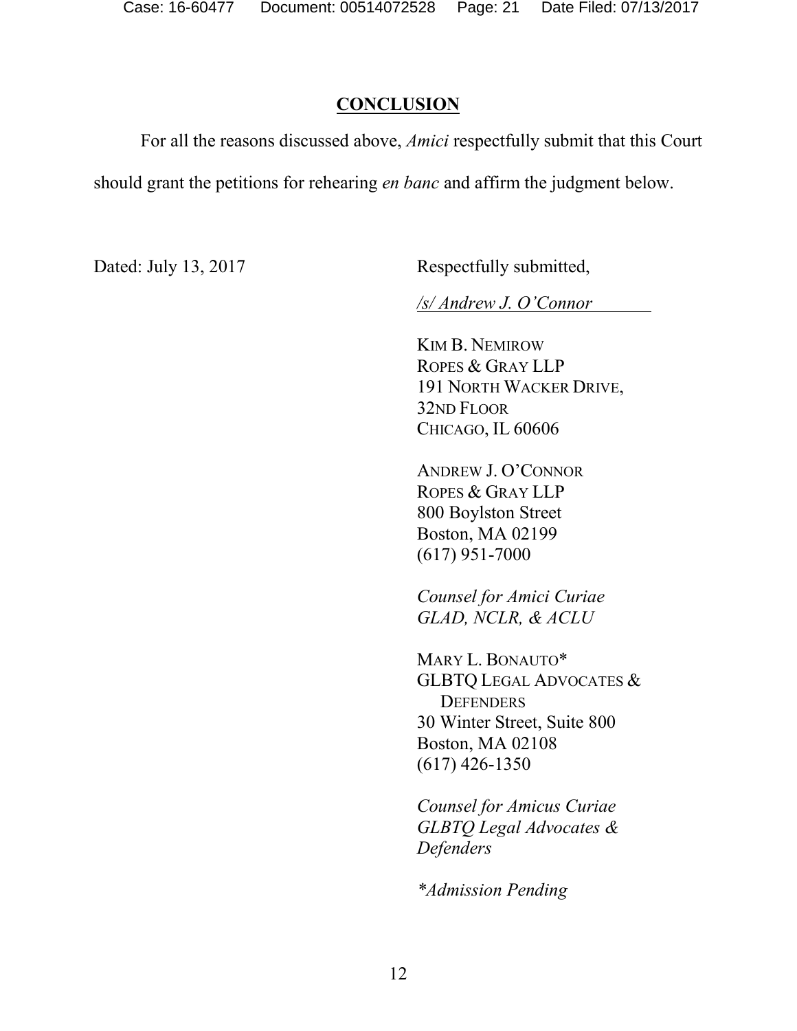## CONCLUSION

For all the reasons discussed above, *Amici* respectfully submit that this Court should grant the petitions for rehearing *en banc* and affirm the judgment below.

Dated: July 13, 2017

Respectfully submitted,

*/s/ Andrew J. O'Connor*

KIM B. NEMIROW
ROPES & GRAY LLP
191 NORTH WACKER DRIVE,
32ND FLOOR
CHICAGO, IL 60606

ANDREW J. O'CONNOR
ROPES & GRAY LLP
800 Boylston Street
Boston, MA 02199
(617) 951-7000

*Counsel for Amici Curiae GLAD, NCLR, & ACLU*

MARY L. BONAUTO*
GLBTQ LEGAL ADVOCATES & DEFENDERS
30 Winter Street, Suite 800
Boston, MA 02108
(617) 426-1350

*Counsel for Amicus Curiae GLBTQ Legal Advocates & Defenders*

**Admission Pending*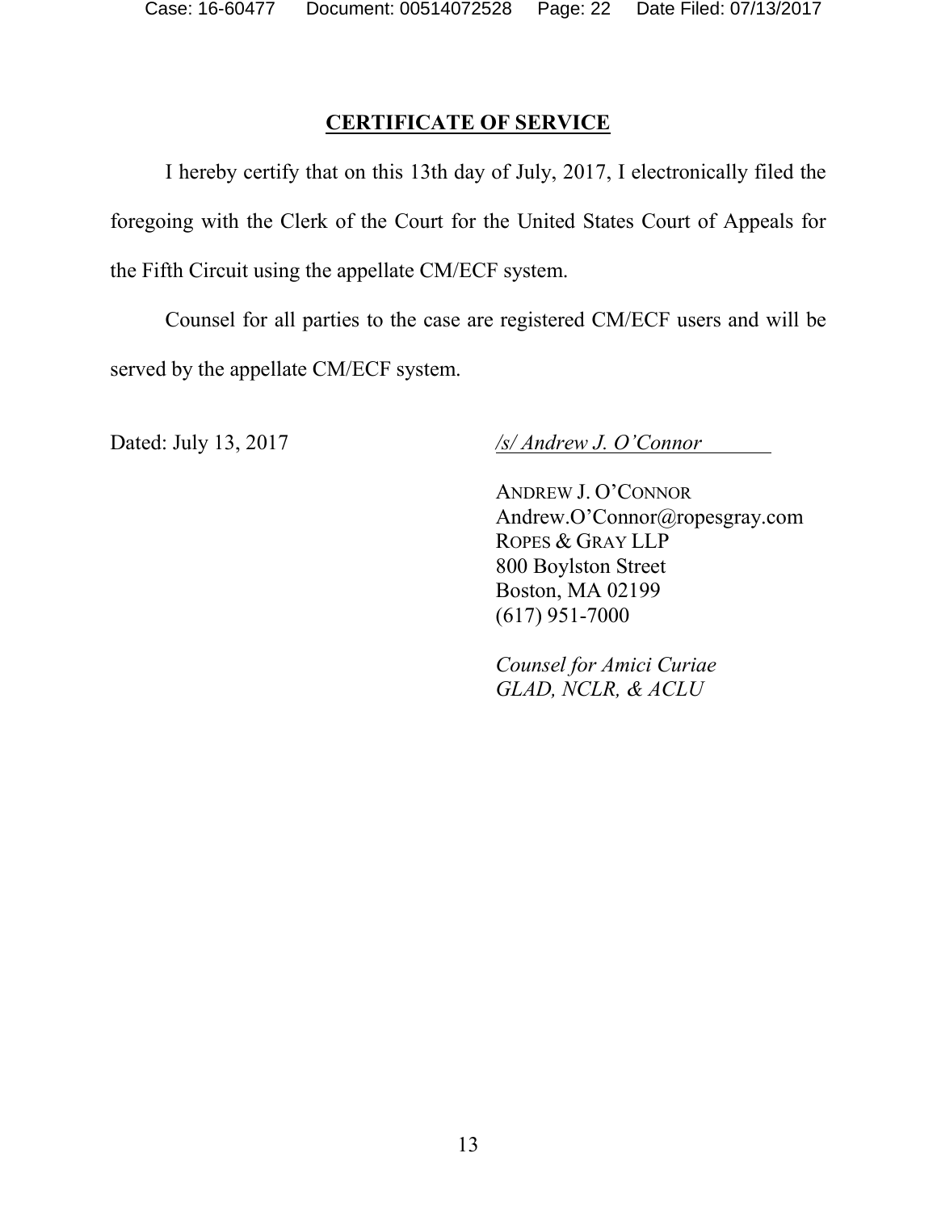## CERTIFICATE OF SERVICE

I hereby certify that on this 13th day of July, 2017, I electronically filed the foregoing with the Clerk of the Court for the United States Court of Appeals for the Fifth Circuit using the appellate CM/ECF system.

Counsel for all parties to the case are registered CM/ECF users and will be served by the appellate CM/ECF system.

Dated: July 13, 2017

*/s/ Andrew J. O'Connor*

ANDREW J. O'CONNOR
Andrew.O'Connor@ropesgray.com
ROPES & GRAY LLP
800 Boylston Street
Boston, MA 02199
(617) 951-7000

*Counsel for Amici Curiae*
*GLAD, NCLR, & ACLU*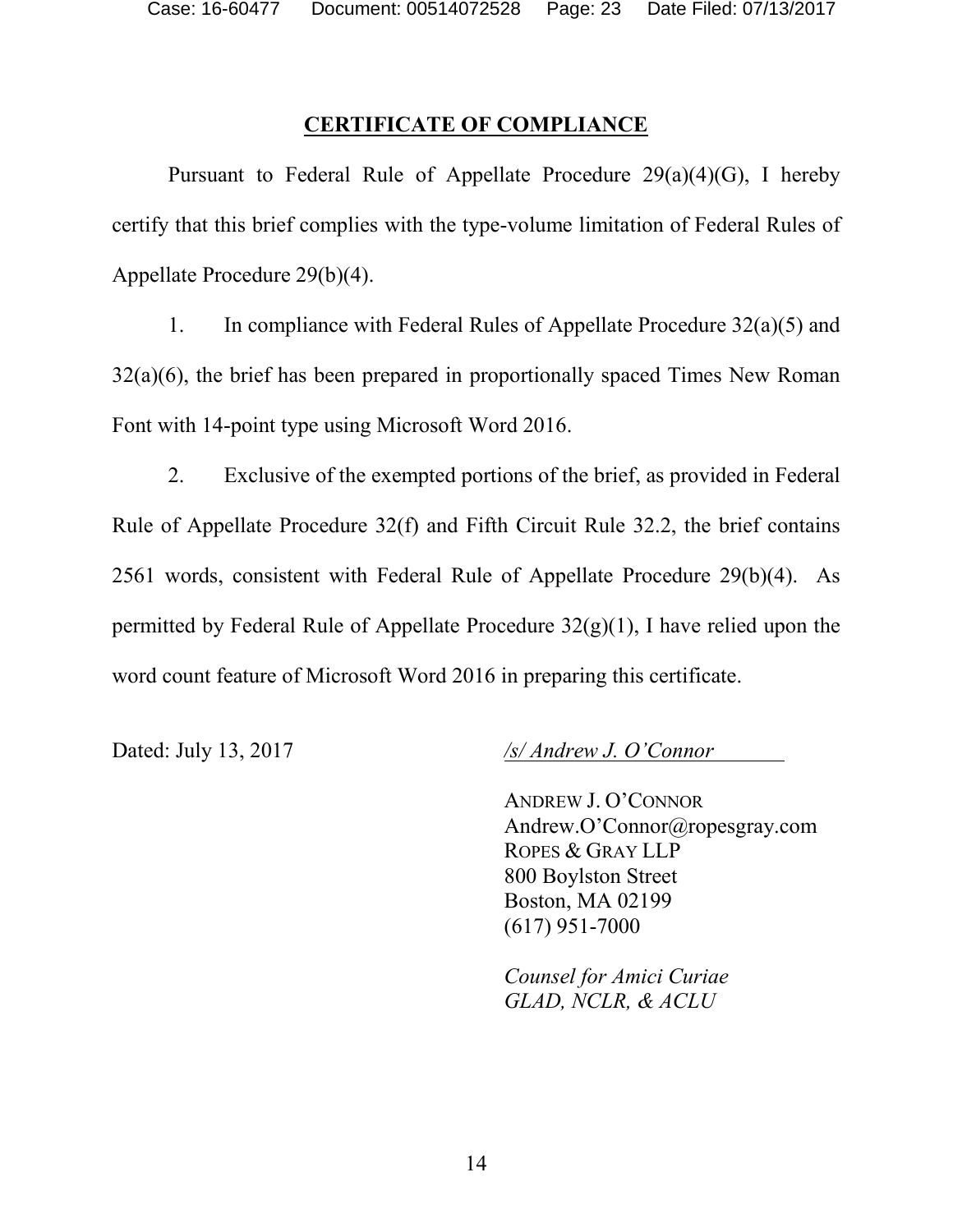## CERTIFICATE OF COMPLIANCE

Pursuant to Federal Rule of Appellate Procedure 29(a)(4)(G), I hereby certify that this brief complies with the type-volume limitation of Federal Rules of Appellate Procedure 29(b)(4).

1. In compliance with Federal Rules of Appellate Procedure 32(a)(5) and 32(a)(6), the brief has been prepared in proportionally spaced Times New Roman Font with 14-point type using Microsoft Word 2016.

2. Exclusive of the exempted portions of the brief, as provided in Federal Rule of Appellate Procedure 32(f) and Fifth Circuit Rule 32.2, the brief contains 2561 words, consistent with Federal Rule of Appellate Procedure 29(b)(4). As permitted by Federal Rule of Appellate Procedure 32(g)(1), I have relied upon the word count feature of Microsoft Word 2016 in preparing this certificate.

Dated: July 13, 2017

*/s/ Andrew J. O'Connor*

ANDREW J. O'CONNOR
Andrew.O'Connor@ropesgray.com
ROPES & GRAY LLP
800 Boylston Street
Boston, MA 02199
(617) 951-7000

*Counsel for Amici Curiae*
*GLAD, NCLR, & ACLU*